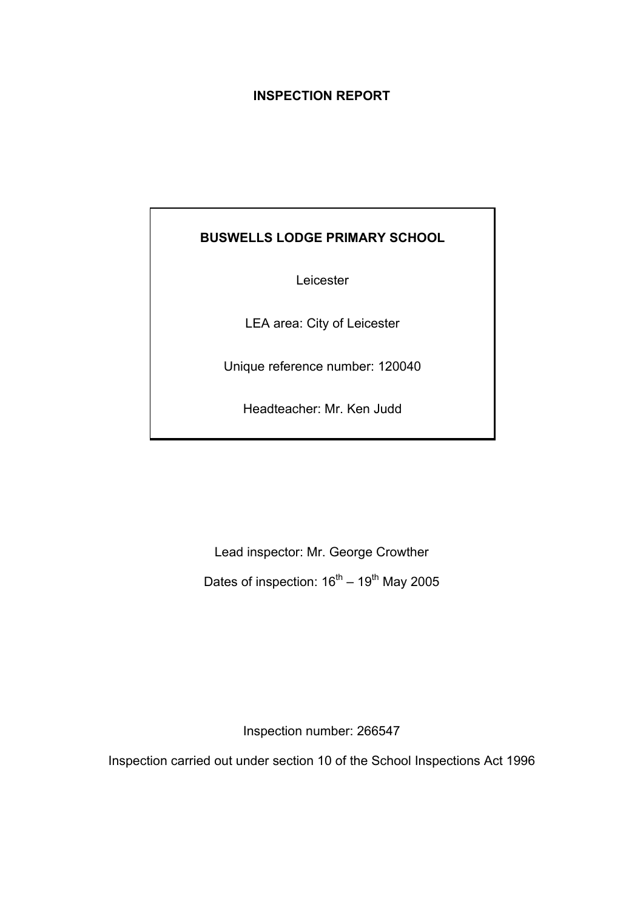# INSPECTION REPORT

**BUSWELLS LODGE PRIMARY SCHOOL**

Leicester

LEA area: City of Leicester

Unique reference number: 120040

Headteacher: Mr. Ken Judd

Lead inspector: Mr. George Crowther

Dates of inspection: 16th – 19th May 2005

Inspection number: 266547

Inspection carried out under section 10 of the School Inspections Act 1996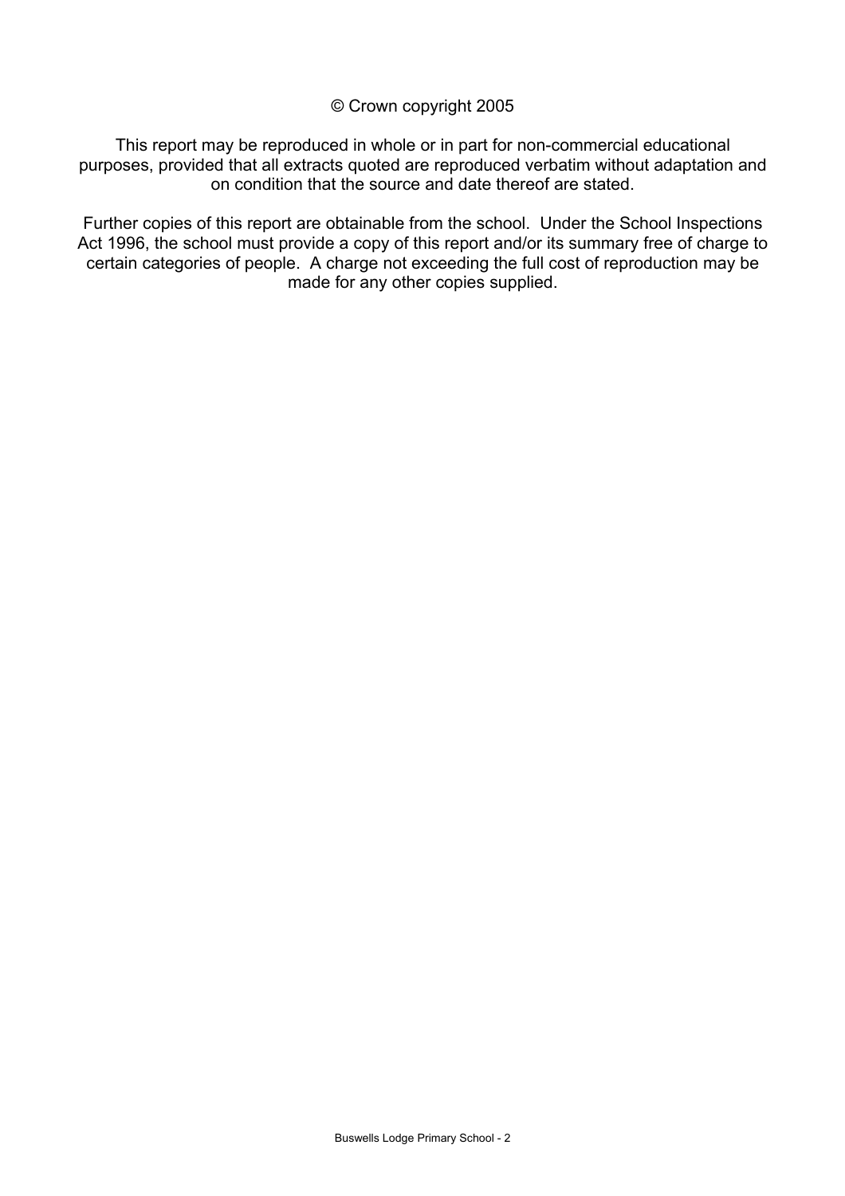© Crown copyright 2005

This report may be reproduced in whole or in part for non-commercial educational purposes, provided that all extracts quoted are reproduced verbatim without adaptation and on condition that the source and date thereof are stated.

Further copies of this report are obtainable from the school. Under the School Inspections Act 1996, the school must provide a copy of this report and/or its summary free of charge to certain categories of people. A charge not exceeding the full cost of reproduction may be made for any other copies supplied.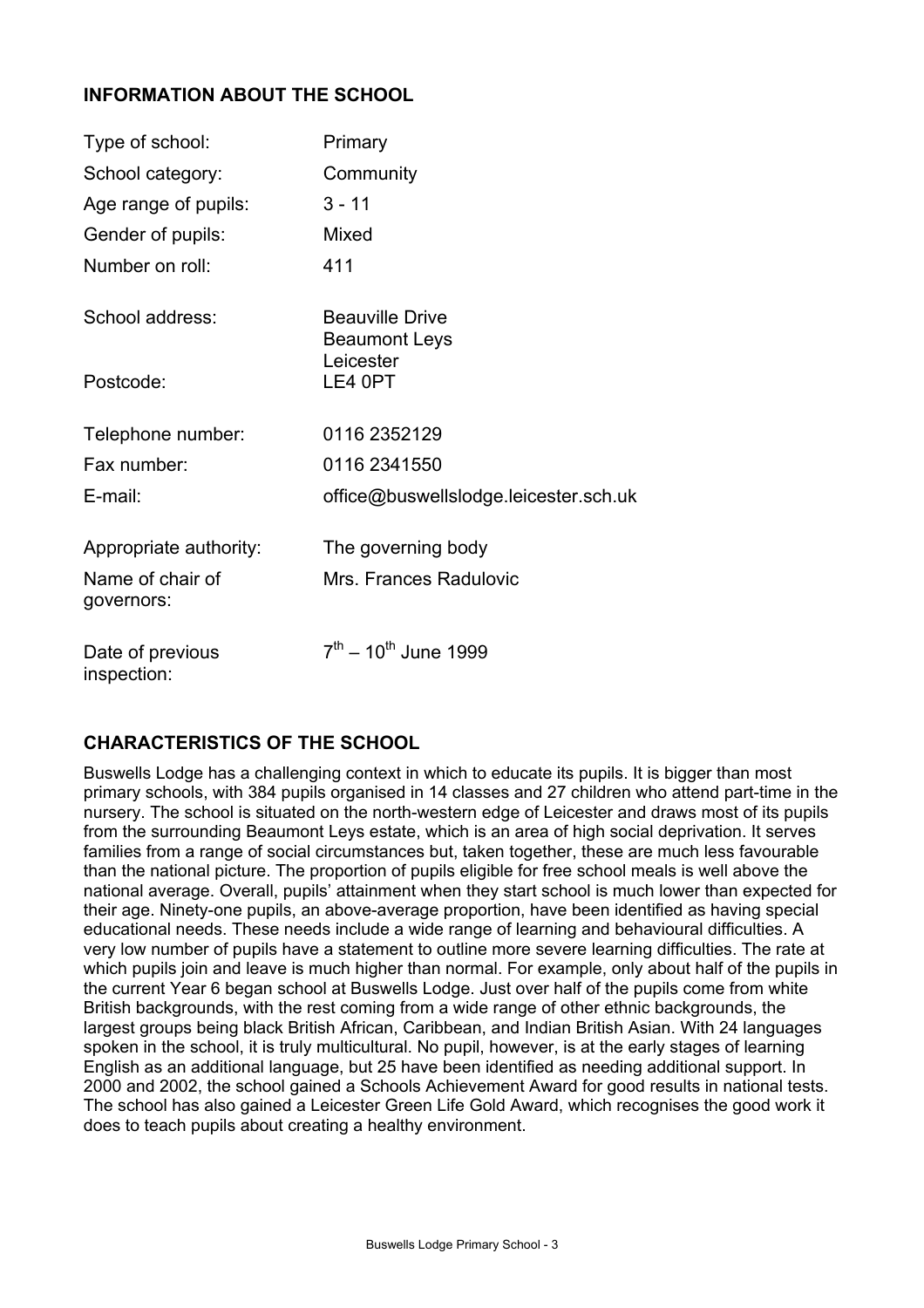## INFORMATION ABOUT THE SCHOOL

| | |
|---|---|
| Type of school: | Primary |
| School category: | Community |
| Age range of pupils: | 3 - 11 |
| Gender of pupils: | Mixed |
| Number on roll: | 411 |
| School address: | Beauville Drive<br>Beaumont Leys<br>Leicester |
| Postcode: | LE4 0PT |
| Telephone number: | 0116 2352129 |
| Fax number: | 0116 2341550 |
| E-mail: | office@buswellslodge.leicester.sch.uk |
| Appropriate authority: | The governing body |
| Name of chair of governors: | Mrs. Frances Radulovic |
| Date of previous inspection: | 7th – 10th June 1999 |

## CHARACTERISTICS OF THE SCHOOL

Buswells Lodge has a challenging context in which to educate its pupils. It is bigger than most primary schools, with 384 pupils organised in 14 classes and 27 children who attend part-time in the nursery. The school is situated on the north-western edge of Leicester and draws most of its pupils from the surrounding Beaumont Leys estate, which is an area of high social deprivation. It serves families from a range of social circumstances but, taken together, these are much less favourable than the national picture. The proportion of pupils eligible for free school meals is well above the national average. Overall, pupils' attainment when they start school is much lower than expected for their age. Ninety-one pupils, an above-average proportion, have been identified as having special educational needs. These needs include a wide range of learning and behavioural difficulties. A very low number of pupils have a statement to outline more severe learning difficulties. The rate at which pupils join and leave is much higher than normal. For example, only about half of the pupils in the current Year 6 began school at Buswells Lodge. Just over half of the pupils come from white British backgrounds, with the rest coming from a wide range of other ethnic backgrounds, the largest groups being black British African, Caribbean, and Indian British Asian. With 24 languages spoken in the school, it is truly multicultural. No pupil, however, is at the early stages of learning English as an additional language, but 25 have been identified as needing additional support. In 2000 and 2002, the school gained a Schools Achievement Award for good results in national tests. The school has also gained a Leicester Green Life Gold Award, which recognises the good work it does to teach pupils about creating a healthy environment.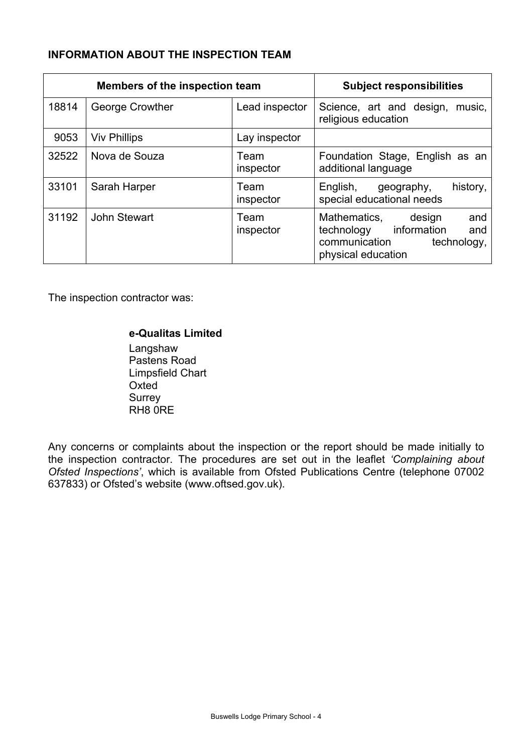## INFORMATION ABOUT THE INSPECTION TEAM

| Members of the inspection team | | | Subject responsibilities |
|---|---|---|---|
| 18814 | George Crowther | Lead inspector | Science, art and design, music, religious education |
| 9053 | Viv Phillips | Lay inspector | |
| 32522 | Nova de Souza | Team inspector | Foundation Stage, English as an additional language |
| 33101 | Sarah Harper | Team inspector | English, geography, history, special educational needs |
| 31192 | John Stewart | Team inspector | Mathematics, design and technology information and communication technology, physical education |

The inspection contractor was:

**e-Qualitas Limited**
Langshaw
Pastens Road
Limpsfield Chart
Oxted
Surrey
RH8 0RE

Any concerns or complaints about the inspection or the report should be made initially to the inspection contractor. The procedures are set out in the leaflet *'Complaining about Ofsted Inspections'*, which is available from Ofsted Publications Centre (telephone 07002 637833) or Ofsted's website (www.oftsed.gov.uk).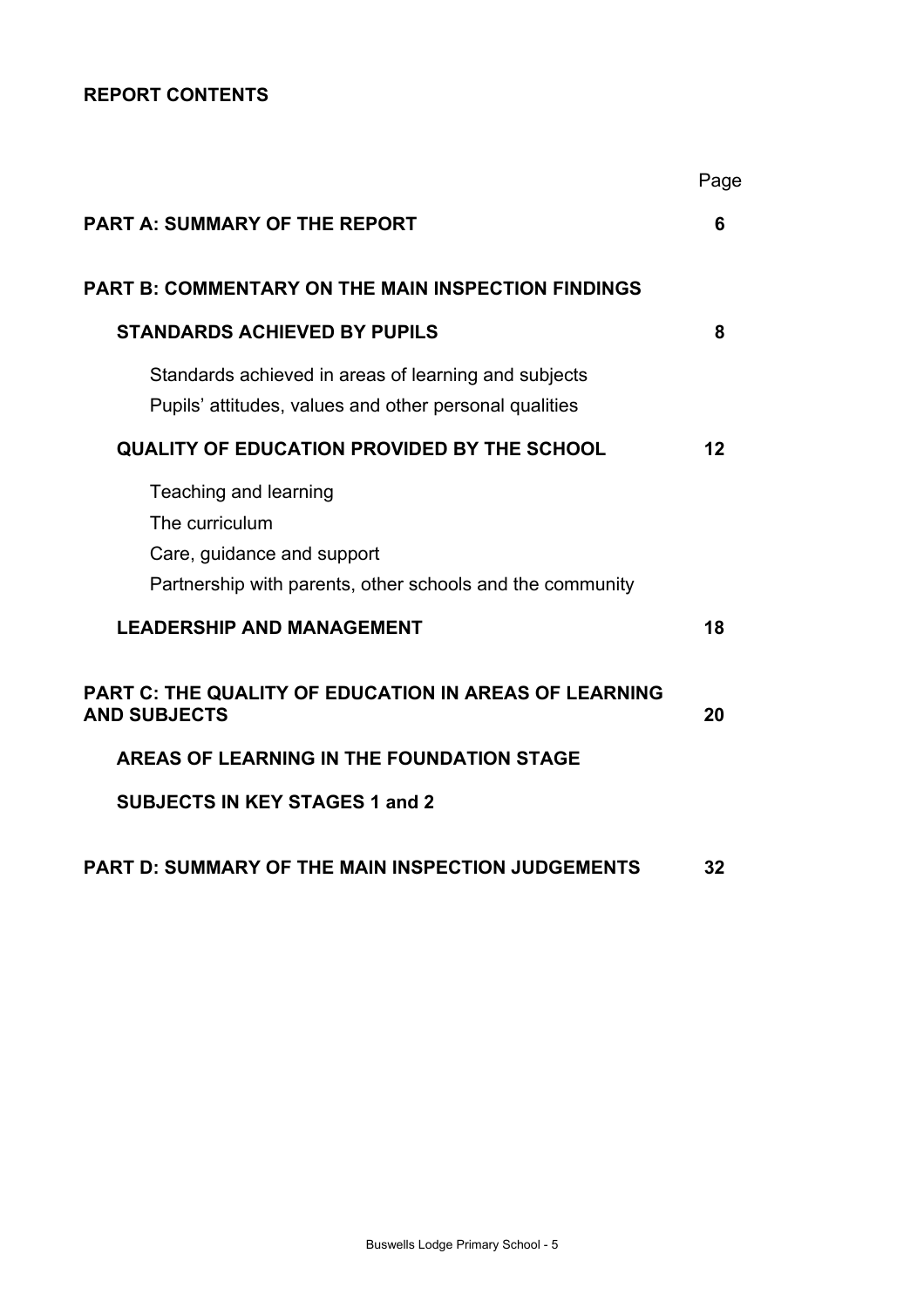## REPORT CONTENTS

| | Page |
|---|---|
| **PART A: SUMMARY OF THE REPORT** | **6** |
| **PART B: COMMENTARY ON THE MAIN INSPECTION FINDINGS** | |
| **STANDARDS ACHIEVED BY PUPILS** | **8** |
| Standards achieved in areas of learning and subjects | |
| Pupils' attitudes, values and other personal qualities | |
| **QUALITY OF EDUCATION PROVIDED BY THE SCHOOL** | **12** |
| Teaching and learning | |
| The curriculum | |
| Care, guidance and support | |
| Partnership with parents, other schools and the community | |
| **LEADERSHIP AND MANAGEMENT** | **18** |
| **PART C: THE QUALITY OF EDUCATION IN AREAS OF LEARNING AND SUBJECTS** | **20** |
| **AREAS OF LEARNING IN THE FOUNDATION STAGE** | |
| **SUBJECTS IN KEY STAGES 1 and 2** | |
| **PART D: SUMMARY OF THE MAIN INSPECTION JUDGEMENTS** | **32** |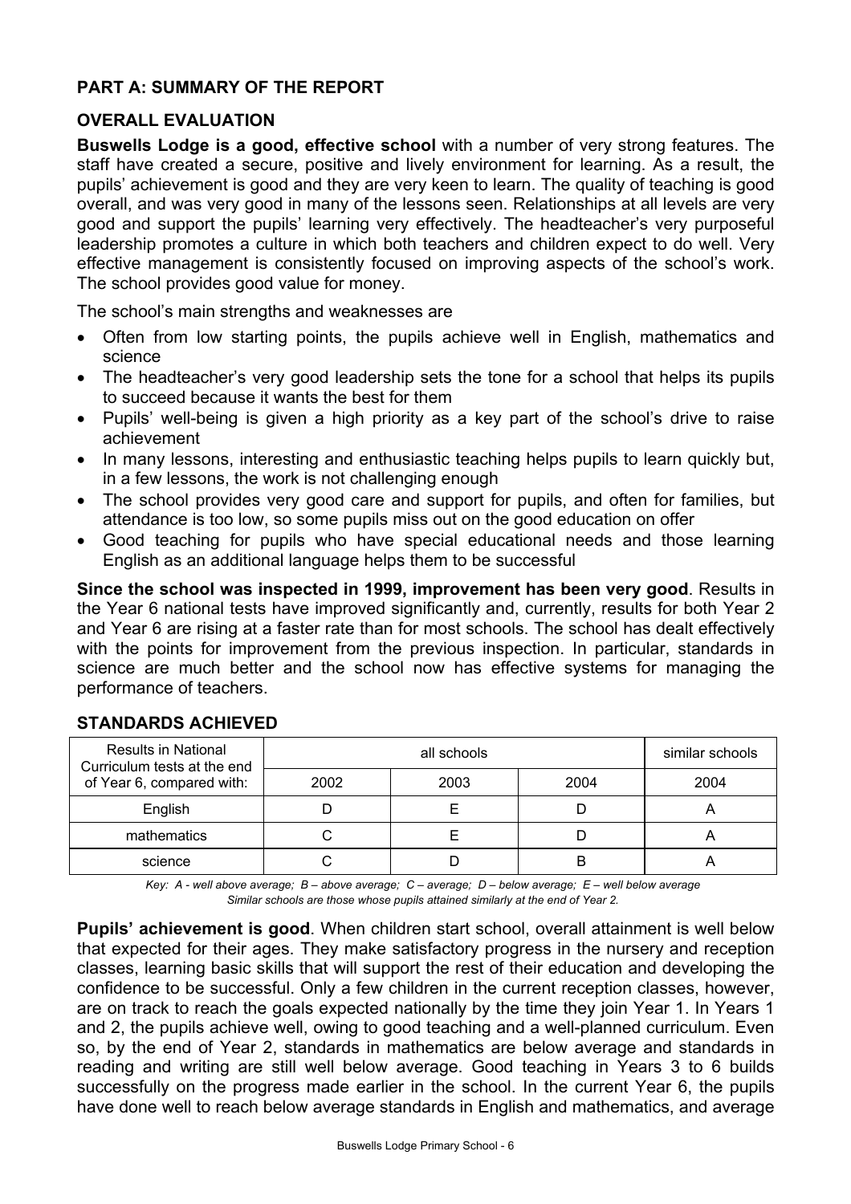## PART A: SUMMARY OF THE REPORT

### OVERALL EVALUATION

**Buswells Lodge is a good, effective school** with a number of very strong features. The staff have created a secure, positive and lively environment for learning. As a result, the pupils' achievement is good and they are very keen to learn. The quality of teaching is good overall, and was very good in many of the lessons seen. Relationships at all levels are very good and support the pupils' learning very effectively. The headteacher's very purposeful leadership promotes a culture in which both teachers and children expect to do well. Very effective management is consistently focused on improving aspects of the school's work. The school provides good value for money.

The school's main strengths and weaknesses are

- Often from low starting points, the pupils achieve well in English, mathematics and science
- The headteacher's very good leadership sets the tone for a school that helps its pupils to succeed because it wants the best for them
- Pupils' well-being is given a high priority as a key part of the school's drive to raise achievement
- In many lessons, interesting and enthusiastic teaching helps pupils to learn quickly but, in a few lessons, the work is not challenging enough
- The school provides very good care and support for pupils, and often for families, but attendance is too low, so some pupils miss out on the good education on offer
- Good teaching for pupils who have special educational needs and those learning English as an additional language helps them to be successful

**Since the school was inspected in 1999, improvement has been very good**. Results in the Year 6 national tests have improved significantly and, currently, results for both Year 2 and Year 6 are rising at a faster rate than for most schools. The school has dealt effectively with the points for improvement from the previous inspection. In particular, standards in science are much better and the school now has effective systems for managing the performance of teachers.

### STANDARDS ACHIEVED

| Results in National Curriculum tests at the end of Year 6, compared with: | all schools | | | similar schools |
|---|---|---|---|---|
| | 2002 | 2003 | 2004 | 2004 |
| English | D | E | D | A |
| mathematics | C | E | D | A |
| science | C | D | B | A |

*Key: A - well above average; B – above average; C – average; D – below average; E – well below average*
*Similar schools are those whose pupils attained similarly at the end of Year 2.*

**Pupils' achievement is good**. When children start school, overall attainment is well below that expected for their ages. They make satisfactory progress in the nursery and reception classes, learning basic skills that will support the rest of their education and developing the confidence to be successful. Only a few children in the current reception classes, however, are on track to reach the goals expected nationally by the time they join Year 1. In Years 1 and 2, the pupils achieve well, owing to good teaching and a well-planned curriculum. Even so, by the end of Year 2, standards in mathematics are below average and standards in reading and writing are still well below average. Good teaching in Years 3 to 6 builds successfully on the progress made earlier in the school. In the current Year 6, the pupils have done well to reach below average standards in English and mathematics, and average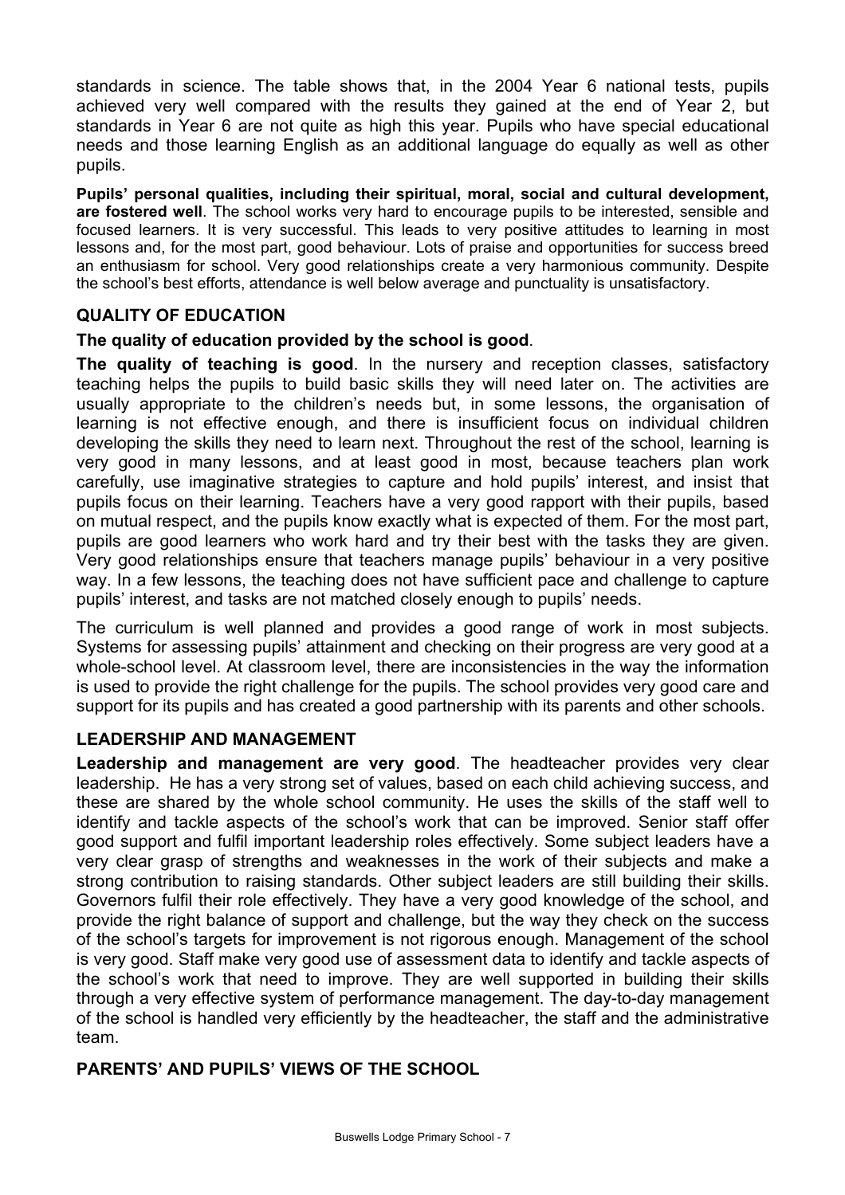standards in science. The table shows that, in the 2004 Year 6 national tests, pupils achieved very well compared with the results they gained at the end of Year 2, but standards in Year 6 are not quite as high this year. Pupils who have special educational needs and those learning English as an additional language do equally as well as other pupils.

**Pupils' personal qualities, including their spiritual, moral, social and cultural development, are fostered well**. The school works very hard to encourage pupils to be interested, sensible and focused learners. It is very successful. This leads to very positive attitudes to learning in most lessons and, for the most part, good behaviour. Lots of praise and opportunities for success breed an enthusiasm for school. Very good relationships create a very harmonious community. Despite the school's best efforts, attendance is well below average and punctuality is unsatisfactory.

## QUALITY OF EDUCATION

**The quality of education provided by the school is good**.

**The quality of teaching is good**. In the nursery and reception classes, satisfactory teaching helps the pupils to build basic skills they will need later on. The activities are usually appropriate to the children's needs but, in some lessons, the organisation of learning is not effective enough, and there is insufficient focus on individual children developing the skills they need to learn next. Throughout the rest of the school, learning is very good in many lessons, and at least good in most, because teachers plan work carefully, use imaginative strategies to capture and hold pupils' interest, and insist that pupils focus on their learning. Teachers have a very good rapport with their pupils, based on mutual respect, and the pupils know exactly what is expected of them. For the most part, pupils are good learners who work hard and try their best with the tasks they are given. Very good relationships ensure that teachers manage pupils' behaviour in a very positive way. In a few lessons, the teaching does not have sufficient pace and challenge to capture pupils' interest, and tasks are not matched closely enough to pupils' needs.

The curriculum is well planned and provides a good range of work in most subjects. Systems for assessing pupils' attainment and checking on their progress are very good at a whole-school level. At classroom level, there are inconsistencies in the way the information is used to provide the right challenge for the pupils. The school provides very good care and support for its pupils and has created a good partnership with its parents and other schools.

## LEADERSHIP AND MANAGEMENT

**Leadership and management are very good**. The headteacher provides very clear leadership. He has a very strong set of values, based on each child achieving success, and these are shared by the whole school community. He uses the skills of the staff well to identify and tackle aspects of the school's work that can be improved. Senior staff offer good support and fulfil important leadership roles effectively. Some subject leaders have a very clear grasp of strengths and weaknesses in the work of their subjects and make a strong contribution to raising standards. Other subject leaders are still building their skills. Governors fulfil their role effectively. They have a very good knowledge of the school, and provide the right balance of support and challenge, but the way they check on the success of the school's targets for improvement is not rigorous enough. Management of the school is very good. Staff make very good use of assessment data to identify and tackle aspects of the school's work that need to improve. They are well supported in building their skills through a very effective system of performance management. The day-to-day management of the school is handled very efficiently by the headteacher, the staff and the administrative team.

## PARENTS' AND PUPILS' VIEWS OF THE SCHOOL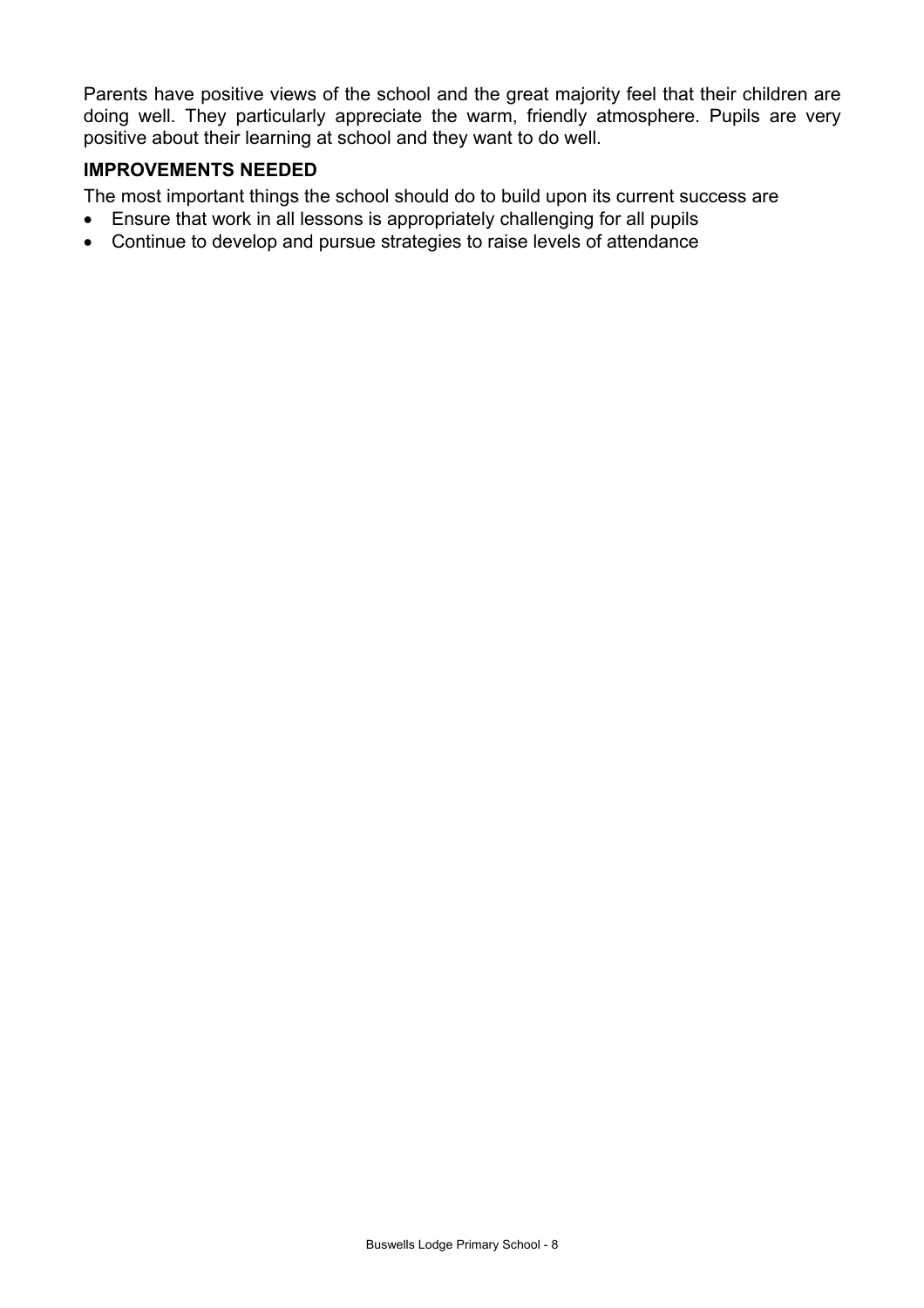Parents have positive views of the school and the great majority feel that their children are doing well. They particularly appreciate the warm, friendly atmosphere. Pupils are very positive about their learning at school and they want to do well.

**IMPROVEMENTS NEEDED**

The most important things the school should do to build upon its current success are

- Ensure that work in all lessons is appropriately challenging for all pupils
- Continue to develop and pursue strategies to raise levels of attendance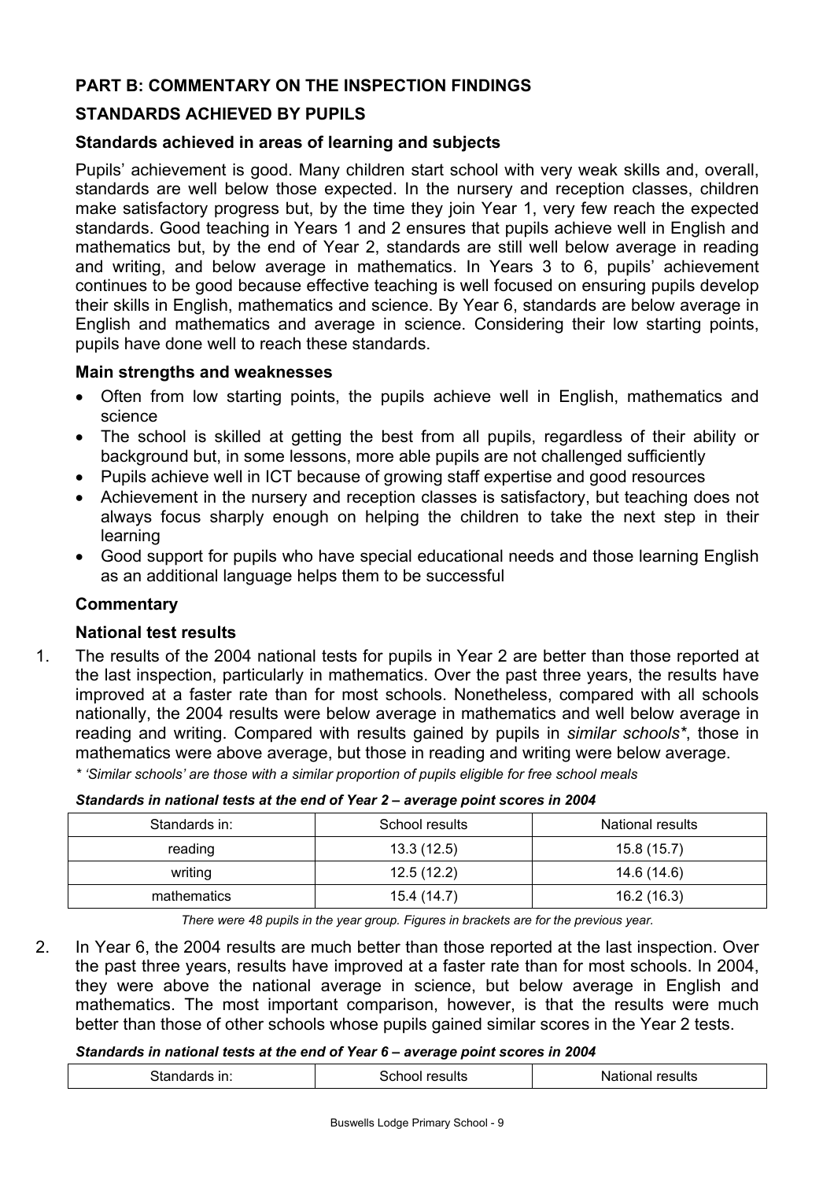## PART B: COMMENTARY ON THE INSPECTION FINDINGS

## STANDARDS ACHIEVED BY PUPILS

### Standards achieved in areas of learning and subjects

Pupils' achievement is good. Many children start school with very weak skills and, overall, standards are well below those expected. In the nursery and reception classes, children make satisfactory progress but, by the time they join Year 1, very few reach the expected standards. Good teaching in Years 1 and 2 ensures that pupils achieve well in English and mathematics but, by the end of Year 2, standards are still well below average in reading and writing, and below average in mathematics. In Years 3 to 6, pupils' achievement continues to be good because effective teaching is well focused on ensuring pupils develop their skills in English, mathematics and science. By Year 6, standards are below average in English and mathematics and average in science. Considering their low starting points, pupils have done well to reach these standards.

### Main strengths and weaknesses

- Often from low starting points, the pupils achieve well in English, mathematics and science
- The school is skilled at getting the best from all pupils, regardless of their ability or background but, in some lessons, more able pupils are not challenged sufficiently
- Pupils achieve well in ICT because of growing staff expertise and good resources
- Achievement in the nursery and reception classes is satisfactory, but teaching does not always focus sharply enough on helping the children to take the next step in their learning
- Good support for pupils who have special educational needs and those learning English as an additional language helps them to be successful

### Commentary

#### National test results

1. The results of the 2004 national tests for pupils in Year 2 are better than those reported at the last inspection, particularly in mathematics. Over the past three years, the results have improved at a faster rate than for most schools. Nonetheless, compared with all schools nationally, the 2004 results were below average in mathematics and well below average in reading and writing. Compared with results gained by pupils in *similar schools\**, those in mathematics were above average, but those in reading and writing were below average.

*\* 'Similar schools' are those with a similar proportion of pupils eligible for free school meals*

***Standards in national tests at the end of Year 2 – average point scores in 2004***

| Standards in: | School results | National results |
|---|---|---|
| reading | 13.3 (12.5) | 15.8 (15.7) |
| writing | 12.5 (12.2) | 14.6 (14.6) |
| mathematics | 15.4 (14.7) | 16.2 (16.3) |

*There were 48 pupils in the year group. Figures in brackets are for the previous year.*

2. In Year 6, the 2004 results are much better than those reported at the last inspection. Over the past three years, results have improved at a faster rate than for most schools. In 2004, they were above the national average in science, but below average in English and mathematics. The most important comparison, however, is that the results were much better than those of other schools whose pupils gained similar scores in the Year 2 tests.

***Standards in national tests at the end of Year 6 – average point scores in 2004***

| Standards in: | School results | National results |
|---|---|---|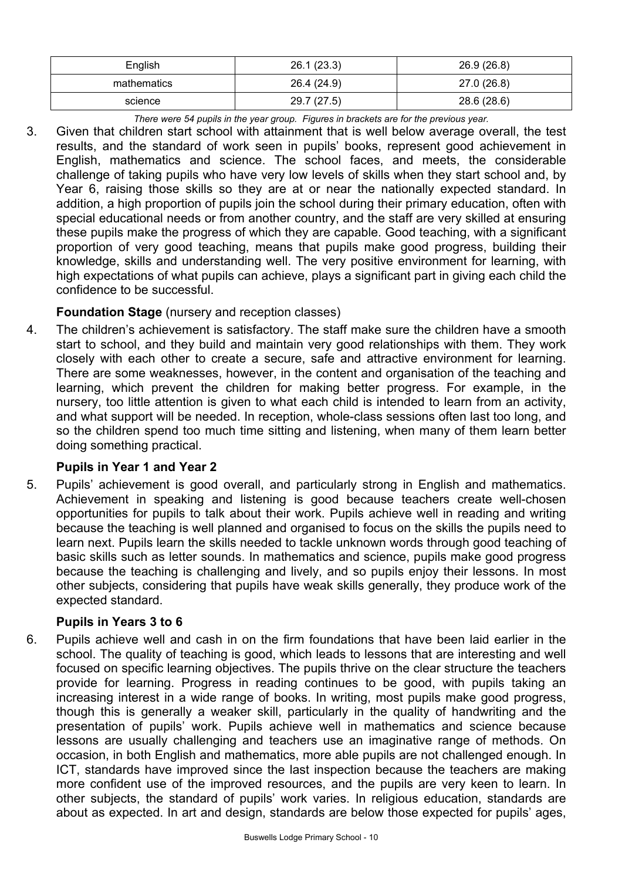| English | 26.1 (23.3) | 26.9 (26.8) |
| --- | --- | --- |
| mathematics | 26.4 (24.9) | 27.0 (26.8) |
| science | 29.7 (27.5) | 28.6 (28.6) |

*There were 54 pupils in the year group. Figures in brackets are for the previous year.*

3. Given that children start school with attainment that is well below average overall, the test results, and the standard of work seen in pupils' books, represent good achievement in English, mathematics and science. The school faces, and meets, the considerable challenge of taking pupils who have very low levels of skills when they start school and, by Year 6, raising those skills so they are at or near the nationally expected standard. In addition, a high proportion of pupils join the school during their primary education, often with special educational needs or from another country, and the staff are very skilled at ensuring these pupils make the progress of which they are capable. Good teaching, with a significant proportion of very good teaching, means that pupils make good progress, building their knowledge, skills and understanding well. The very positive environment for learning, with high expectations of what pupils can achieve, plays a significant part in giving each child the confidence to be successful.

**Foundation Stage** (nursery and reception classes)

4. The children's achievement is satisfactory. The staff make sure the children have a smooth start to school, and they build and maintain very good relationships with them. They work closely with each other to create a secure, safe and attractive environment for learning. There are some weaknesses, however, in the content and organisation of the teaching and learning, which prevent the children for making better progress. For example, in the nursery, too little attention is given to what each child is intended to learn from an activity, and what support will be needed. In reception, whole-class sessions often last too long, and so the children spend too much time sitting and listening, when many of them learn better doing something practical.

**Pupils in Year 1 and Year 2**

5. Pupils' achievement is good overall, and particularly strong in English and mathematics. Achievement in speaking and listening is good because teachers create well-chosen opportunities for pupils to talk about their work. Pupils achieve well in reading and writing because the teaching is well planned and organised to focus on the skills the pupils need to learn next. Pupils learn the skills needed to tackle unknown words through good teaching of basic skills such as letter sounds. In mathematics and science, pupils make good progress because the teaching is challenging and lively, and so pupils enjoy their lessons. In most other subjects, considering that pupils have weak skills generally, they produce work of the expected standard.

**Pupils in Years 3 to 6**

6. Pupils achieve well and cash in on the firm foundations that have been laid earlier in the school. The quality of teaching is good, which leads to lessons that are interesting and well focused on specific learning objectives. The pupils thrive on the clear structure the teachers provide for learning. Progress in reading continues to be good, with pupils taking an increasing interest in a wide range of books. In writing, most pupils make good progress, though this is generally a weaker skill, particularly in the quality of handwriting and the presentation of pupils' work. Pupils achieve well in mathematics and science because lessons are usually challenging and teachers use an imaginative range of methods. On occasion, in both English and mathematics, more able pupils are not challenged enough. In ICT, standards have improved since the last inspection because the teachers are making more confident use of the improved resources, and the pupils are very keen to learn. In other subjects, the standard of pupils' work varies. In religious education, standards are about as expected. In art and design, standards are below those expected for pupils' ages,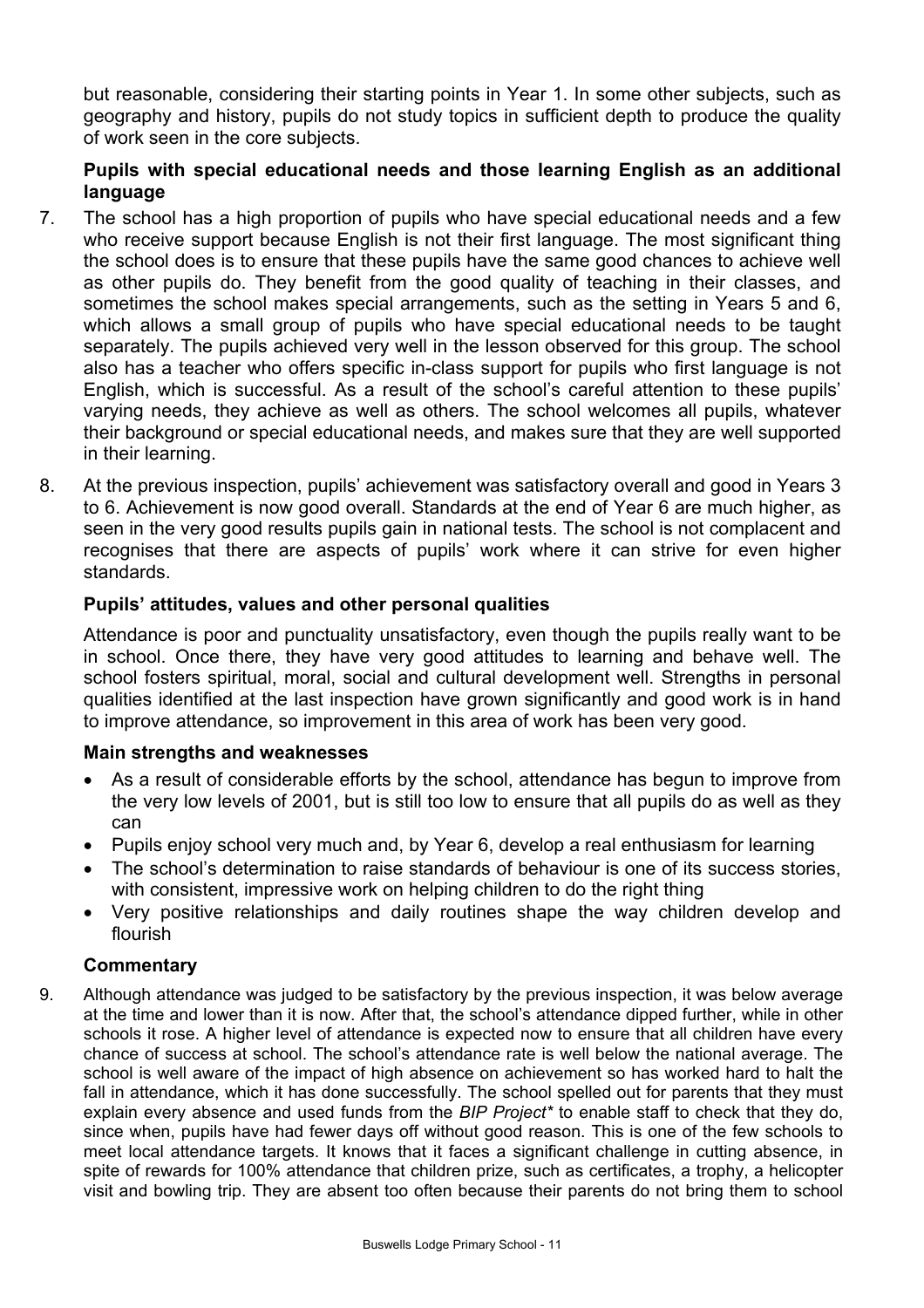but reasonable, considering their starting points in Year 1. In some other subjects, such as geography and history, pupils do not study topics in sufficient depth to produce the quality of work seen in the core subjects.

**Pupils with special educational needs and those learning English as an additional language**

7. The school has a high proportion of pupils who have special educational needs and a few who receive support because English is not their first language. The most significant thing the school does is to ensure that these pupils have the same good chances to achieve well as other pupils do. They benefit from the good quality of teaching in their classes, and sometimes the school makes special arrangements, such as the setting in Years 5 and 6, which allows a small group of pupils who have special educational needs to be taught separately. The pupils achieved very well in the lesson observed for this group. The school also has a teacher who offers specific in-class support for pupils who first language is not English, which is successful. As a result of the school's careful attention to these pupils' varying needs, they achieve as well as others. The school welcomes all pupils, whatever their background or special educational needs, and makes sure that they are well supported in their learning.

8. At the previous inspection, pupils' achievement was satisfactory overall and good in Years 3 to 6. Achievement is now good overall. Standards at the end of Year 6 are much higher, as seen in the very good results pupils gain in national tests. The school is not complacent and recognises that there are aspects of pupils' work where it can strive for even higher standards.

### Pupils' attitudes, values and other personal qualities

Attendance is poor and punctuality unsatisfactory, even though the pupils really want to be in school. Once there, they have very good attitudes to learning and behave well. The school fosters spiritual, moral, social and cultural development well. Strengths in personal qualities identified at the last inspection have grown significantly and good work is in hand to improve attendance, so improvement in this area of work has been very good.

#### Main strengths and weaknesses

- As a result of considerable efforts by the school, attendance has begun to improve from the very low levels of 2001, but is still too low to ensure that all pupils do as well as they can
- Pupils enjoy school very much and, by Year 6, develop a real enthusiasm for learning
- The school's determination to raise standards of behaviour is one of its success stories, with consistent, impressive work on helping children to do the right thing
- Very positive relationships and daily routines shape the way children develop and flourish

#### Commentary

9. Although attendance was judged to be satisfactory by the previous inspection, it was below average at the time and lower than it is now. After that, the school's attendance dipped further, while in other schools it rose. A higher level of attendance is expected now to ensure that all children have every chance of success at school. The school's attendance rate is well below the national average. The school is well aware of the impact of high absence on achievement so has worked hard to halt the fall in attendance, which it has done successfully. The school spelled out for parents that they must explain every absence and used funds from the *BIP Project\** to enable staff to check that they do, since when, pupils have had fewer days off without good reason. This is one of the few schools to meet local attendance targets. It knows that it faces a significant challenge in cutting absence, in spite of rewards for 100% attendance that children prize, such as certificates, a trophy, a helicopter visit and bowling trip. They are absent too often because their parents do not bring them to school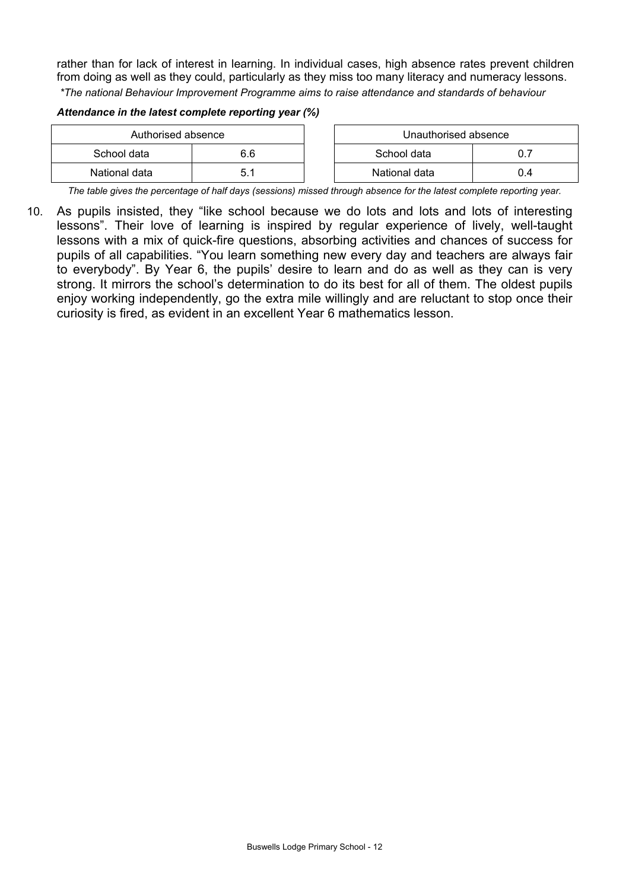rather than for lack of interest in learning. In individual cases, high absence rates prevent children from doing as well as they could, particularly as they miss too many literacy and numeracy lessons.

*\*The national Behaviour Improvement Programme aims to raise attendance and standards of behaviour*

***Attendance in the latest complete reporting year (%)***

| Authorised absence | |
|---|---|
| School data | 6.6 |
| National data | 5.1 |

| Unauthorised absence | |
|---|---|
| School data | 0.7 |
| National data | 0.4 |

*The table gives the percentage of half days (sessions) missed through absence for the latest complete reporting year.*

10. As pupils insisted, they "like school because we do lots and lots and lots of interesting lessons". Their love of learning is inspired by regular experience of lively, well-taught lessons with a mix of quick-fire questions, absorbing activities and chances of success for pupils of all capabilities. "You learn something new every day and teachers are always fair to everybody". By Year 6, the pupils' desire to learn and do as well as they can is very strong. It mirrors the school's determination to do its best for all of them. The oldest pupils enjoy working independently, go the extra mile willingly and are reluctant to stop once their curiosity is fired, as evident in an excellent Year 6 mathematics lesson.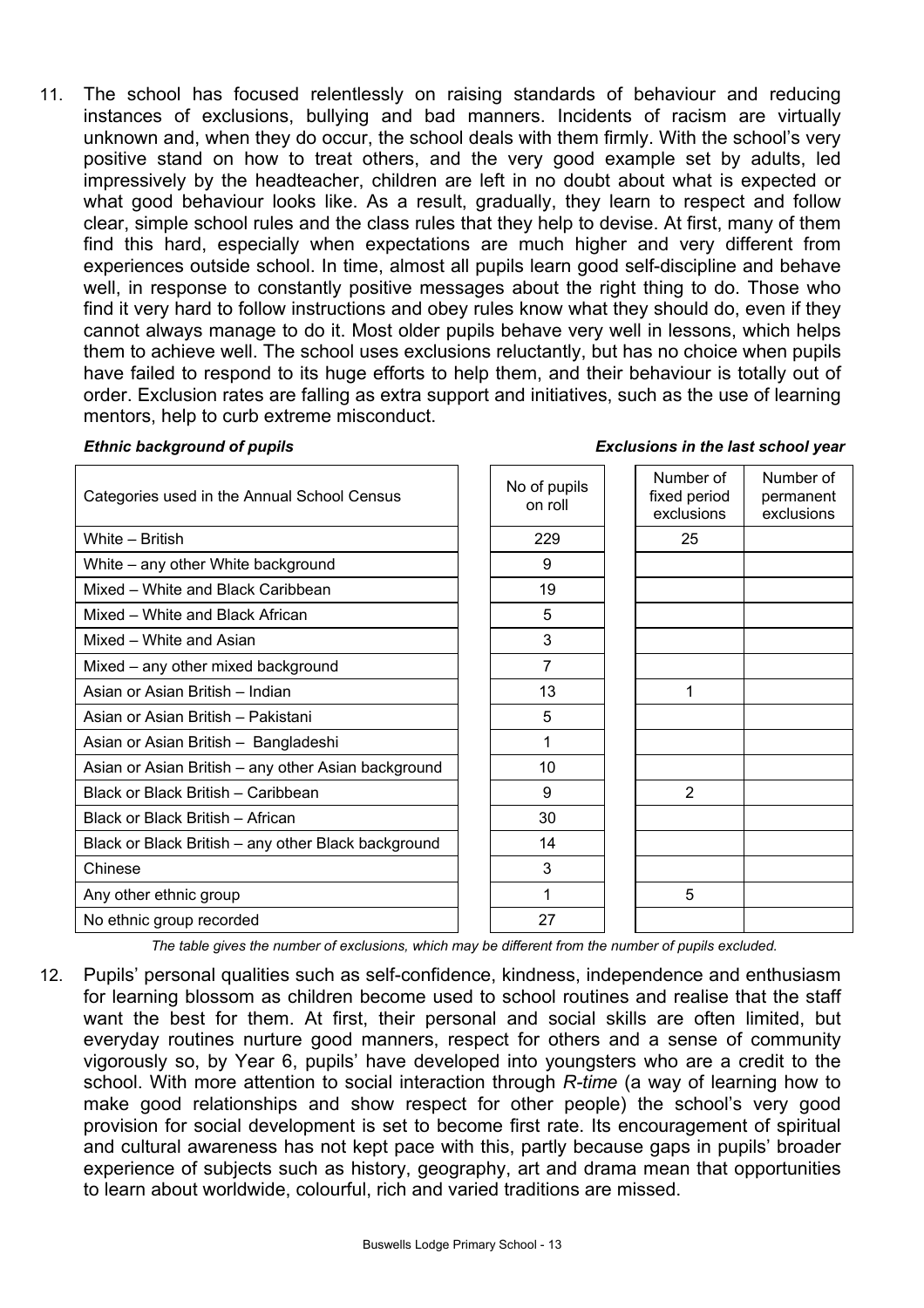11. The school has focused relentlessly on raising standards of behaviour and reducing instances of exclusions, bullying and bad manners. Incidents of racism are virtually unknown and, when they do occur, the school deals with them firmly. With the school's very positive stand on how to treat others, and the very good example set by adults, led impressively by the headteacher, children are left in no doubt about what is expected or what good behaviour looks like. As a result, gradually, they learn to respect and follow clear, simple school rules and the class rules that they help to devise. At first, many of them find this hard, especially when expectations are much higher and very different from experiences outside school. In time, almost all pupils learn good self-discipline and behave well, in response to constantly positive messages about the right thing to do. Those who find it very hard to follow instructions and obey rules know what they should do, even if they cannot always manage to do it. Most older pupils behave very well in lessons, which helps them to achieve well. The school uses exclusions reluctantly, but has no choice when pupils have failed to respond to its huge efforts to help them, and their behaviour is totally out of order. Exclusion rates are falling as extra support and initiatives, such as the use of learning mentors, help to curb extreme misconduct.

***Ethnic background of pupils*** | ***Exclusions in the last school year***

| Categories used in the Annual School Census | No of pupils on roll | Number of fixed period exclusions | Number of permanent exclusions |
|---|---|---|---|
| White – British | 229 | 25 | |
| White – any other White background | 9 | | |
| Mixed – White and Black Caribbean | 19 | | |
| Mixed – White and Black African | 5 | | |
| Mixed – White and Asian | 3 | | |
| Mixed – any other mixed background | 7 | | |
| Asian or Asian British – Indian | 13 | 1 | |
| Asian or Asian British – Pakistani | 5 | | |
| Asian or Asian British – Bangladeshi | 1 | | |
| Asian or Asian British – any other Asian background | 10 | | |
| Black or Black British – Caribbean | 9 | 2 | |
| Black or Black British – African | 30 | | |
| Black or Black British – any other Black background | 14 | | |
| Chinese | 3 | | |
| Any other ethnic group | 1 | 5 | |
| No ethnic group recorded | 27 | | |

*The table gives the number of exclusions, which may be different from the number of pupils excluded.*

12. Pupils' personal qualities such as self-confidence, kindness, independence and enthusiasm for learning blossom as children become used to school routines and realise that the staff want the best for them. At first, their personal and social skills are often limited, but everyday routines nurture good manners, respect for others and a sense of community vigorously so, by Year 6, pupils' have developed into youngsters who are a credit to the school. With more attention to social interaction through *R-time* (a way of learning how to make good relationships and show respect for other people) the school's very good provision for social development is set to become first rate. Its encouragement of spiritual and cultural awareness has not kept pace with this, partly because gaps in pupils' broader experience of subjects such as history, geography, art and drama mean that opportunities to learn about worldwide, colourful, rich and varied traditions are missed.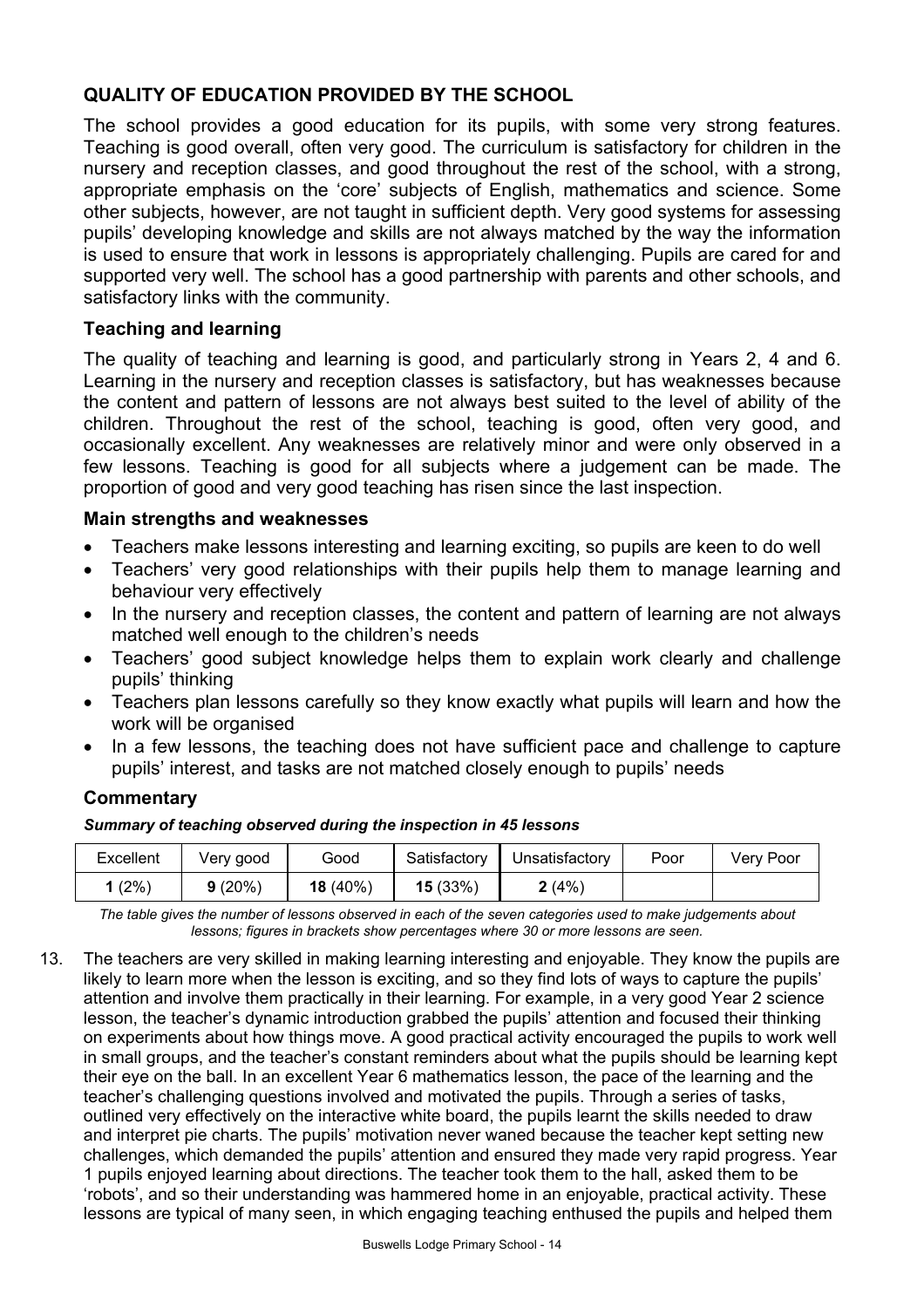## QUALITY OF EDUCATION PROVIDED BY THE SCHOOL

The school provides a good education for its pupils, with some very strong features. Teaching is good overall, often very good. The curriculum is satisfactory for children in the nursery and reception classes, and good throughout the rest of the school, with a strong, appropriate emphasis on the 'core' subjects of English, mathematics and science. Some other subjects, however, are not taught in sufficient depth. Very good systems for assessing pupils' developing knowledge and skills are not always matched by the way the information is used to ensure that work in lessons is appropriately challenging. Pupils are cared for and supported very well. The school has a good partnership with parents and other schools, and satisfactory links with the community.

### Teaching and learning

The quality of teaching and learning is good, and particularly strong in Years 2, 4 and 6. Learning in the nursery and reception classes is satisfactory, but has weaknesses because the content and pattern of lessons are not always best suited to the level of ability of the children. Throughout the rest of the school, teaching is good, often very good, and occasionally excellent. Any weaknesses are relatively minor and were only observed in a few lessons. Teaching is good for all subjects where a judgement can be made. The proportion of good and very good teaching has risen since the last inspection.

### Main strengths and weaknesses

- Teachers make lessons interesting and learning exciting, so pupils are keen to do well
- Teachers' very good relationships with their pupils help them to manage learning and behaviour very effectively
- In the nursery and reception classes, the content and pattern of learning are not always matched well enough to the children's needs
- Teachers' good subject knowledge helps them to explain work clearly and challenge pupils' thinking
- Teachers plan lessons carefully so they know exactly what pupils will learn and how the work will be organised
- In a few lessons, the teaching does not have sufficient pace and challenge to capture pupils' interest, and tasks are not matched closely enough to pupils' needs

### Commentary

***Summary of teaching observed during the inspection in 45 lessons***

| Excellent | Very good | Good | Satisfactory | Unsatisfactory | Poor | Very Poor |
|---|---|---|---|---|---|---|
| **1** (2%) | **9** (20%) | **18** (40%) | **15** (33%) | **2** (4%) | | |

*The table gives the number of lessons observed in each of the seven categories used to make judgements about lessons; figures in brackets show percentages where 30 or more lessons are seen.*

13. The teachers are very skilled in making learning interesting and enjoyable. They know the pupils are likely to learn more when the lesson is exciting, and so they find lots of ways to capture the pupils' attention and involve them practically in their learning. For example, in a very good Year 2 science lesson, the teacher's dynamic introduction grabbed the pupils' attention and focused their thinking on experiments about how things move. A good practical activity encouraged the pupils to work well in small groups, and the teacher's constant reminders about what the pupils should be learning kept their eye on the ball. In an excellent Year 6 mathematics lesson, the pace of the learning and the teacher's challenging questions involved and motivated the pupils. Through a series of tasks, outlined very effectively on the interactive white board, the pupils learnt the skills needed to draw and interpret pie charts. The pupils' motivation never waned because the teacher kept setting new challenges, which demanded the pupils' attention and ensured they made very rapid progress. Year 1 pupils enjoyed learning about directions. The teacher took them to the hall, asked them to be 'robots', and so their understanding was hammered home in an enjoyable, practical activity. These lessons are typical of many seen, in which engaging teaching enthused the pupils and helped them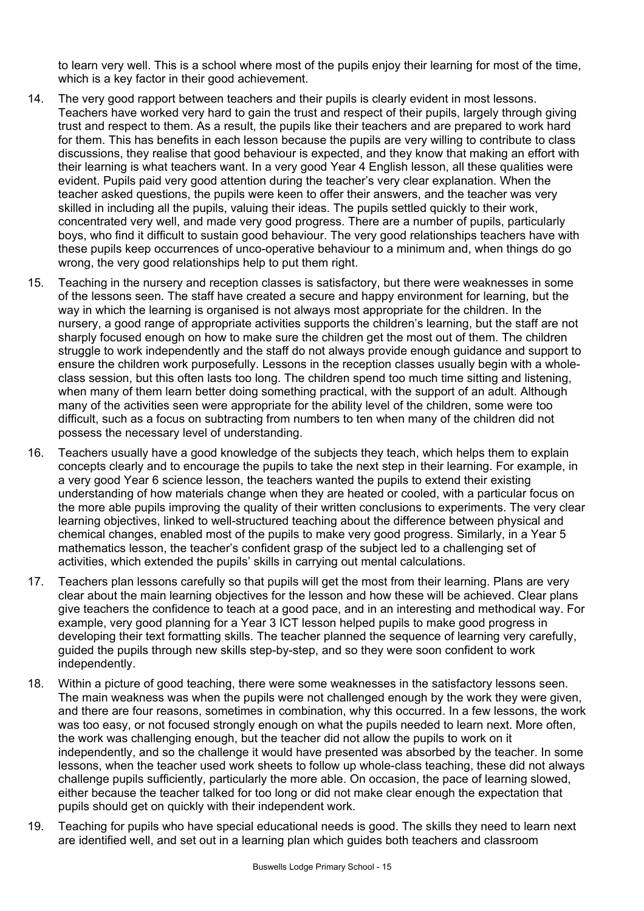to learn very well. This is a school where most of the pupils enjoy their learning for most of the time, which is a key factor in their good achievement.

14. The very good rapport between teachers and their pupils is clearly evident in most lessons. Teachers have worked very hard to gain the trust and respect of their pupils, largely through giving trust and respect to them. As a result, the pupils like their teachers and are prepared to work hard for them. This has benefits in each lesson because the pupils are very willing to contribute to class discussions, they realise that good behaviour is expected, and they know that making an effort with their learning is what teachers want. In a very good Year 4 English lesson, all these qualities were evident. Pupils paid very good attention during the teacher's very clear explanation. When the teacher asked questions, the pupils were keen to offer their answers, and the teacher was very skilled in including all the pupils, valuing their ideas. The pupils settled quickly to their work, concentrated very well, and made very good progress. There are a number of pupils, particularly boys, who find it difficult to sustain good behaviour. The very good relationships teachers have with these pupils keep occurrences of unco-operative behaviour to a minimum and, when things do go wrong, the very good relationships help to put them right.

15. Teaching in the nursery and reception classes is satisfactory, but there were weaknesses in some of the lessons seen. The staff have created a secure and happy environment for learning, but the way in which the learning is organised is not always most appropriate for the children. In the nursery, a good range of appropriate activities supports the children's learning, but the staff are not sharply focused enough on how to make sure the children get the most out of them. The children struggle to work independently and the staff do not always provide enough guidance and support to ensure the children work purposefully. Lessons in the reception classes usually begin with a whole-class session, but this often lasts too long. The children spend too much time sitting and listening, when many of them learn better doing something practical, with the support of an adult. Although many of the activities seen were appropriate for the ability level of the children, some were too difficult, such as a focus on subtracting from numbers to ten when many of the children did not possess the necessary level of understanding.

16. Teachers usually have a good knowledge of the subjects they teach, which helps them to explain concepts clearly and to encourage the pupils to take the next step in their learning. For example, in a very good Year 6 science lesson, the teachers wanted the pupils to extend their existing understanding of how materials change when they are heated or cooled, with a particular focus on the more able pupils improving the quality of their written conclusions to experiments. The very clear learning objectives, linked to well-structured teaching about the difference between physical and chemical changes, enabled most of the pupils to make very good progress. Similarly, in a Year 5 mathematics lesson, the teacher's confident grasp of the subject led to a challenging set of activities, which extended the pupils' skills in carrying out mental calculations.

17. Teachers plan lessons carefully so that pupils will get the most from their learning. Plans are very clear about the main learning objectives for the lesson and how these will be achieved. Clear plans give teachers the confidence to teach at a good pace, and in an interesting and methodical way. For example, very good planning for a Year 3 ICT lesson helped pupils to make good progress in developing their text formatting skills. The teacher planned the sequence of learning very carefully, guided the pupils through new skills step-by-step, and so they were soon confident to work independently.

18. Within a picture of good teaching, there were some weaknesses in the satisfactory lessons seen. The main weakness was when the pupils were not challenged enough by the work they were given, and there are four reasons, sometimes in combination, why this occurred. In a few lessons, the work was too easy, or not focused strongly enough on what the pupils needed to learn next. More often, the work was challenging enough, but the teacher did not allow the pupils to work on it independently, and so the challenge it would have presented was absorbed by the teacher. In some lessons, when the teacher used work sheets to follow up whole-class teaching, these did not always challenge pupils sufficiently, particularly the more able. On occasion, the pace of learning slowed, either because the teacher talked for too long or did not make clear enough the expectation that pupils should get on quickly with their independent work.

19. Teaching for pupils who have special educational needs is good. The skills they need to learn next are identified well, and set out in a learning plan which guides both teachers and classroom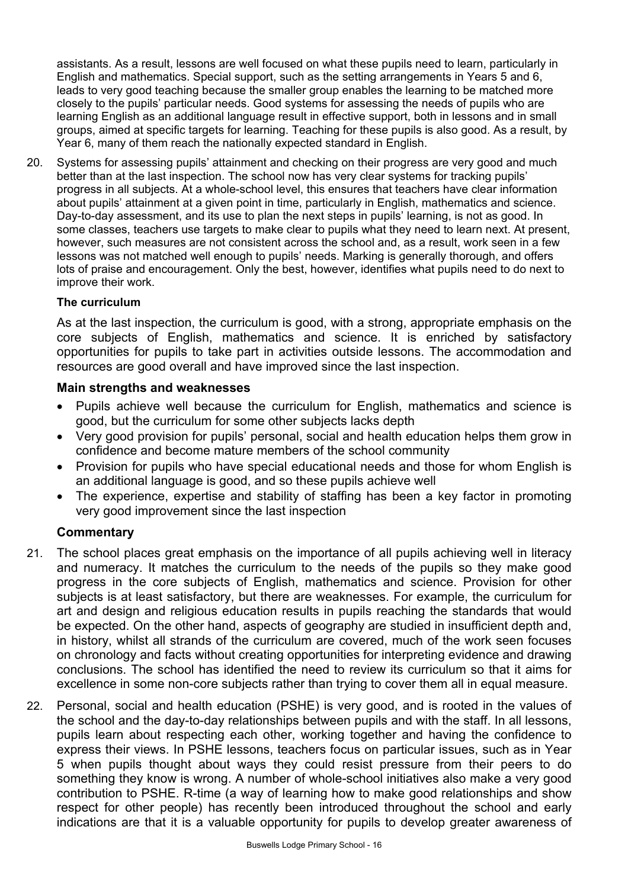assistants. As a result, lessons are well focused on what these pupils need to learn, particularly in English and mathematics. Special support, such as the setting arrangements in Years 5 and 6, leads to very good teaching because the smaller group enables the learning to be matched more closely to the pupils' particular needs. Good systems for assessing the needs of pupils who are learning English as an additional language result in effective support, both in lessons and in small groups, aimed at specific targets for learning. Teaching for these pupils is also good. As a result, by Year 6, many of them reach the nationally expected standard in English.

20. Systems for assessing pupils' attainment and checking on their progress are very good and much better than at the last inspection. The school now has very clear systems for tracking pupils' progress in all subjects. At a whole-school level, this ensures that teachers have clear information about pupils' attainment at a given point in time, particularly in English, mathematics and science. Day-to-day assessment, and its use to plan the next steps in pupils' learning, is not as good. In some classes, teachers use targets to make clear to pupils what they need to learn next. At present, however, such measures are not consistent across the school and, as a result, work seen in a few lessons was not matched well enough to pupils' needs. Marking is generally thorough, and offers lots of praise and encouragement. Only the best, however, identifies what pupils need to do next to improve their work.

**The curriculum**

**As at the last inspection, the curriculum is good, with a strong, appropriate emphasis on the core subjects of English, mathematics and science. It is enriched by satisfactory opportunities for pupils to take part in activities outside lessons. The accommodation and resources are good overall and have improved since the last inspection.**

### Main strengths and weaknesses

- Pupils achieve well because the curriculum for English, mathematics and science is good, but the curriculum for some other subjects lacks depth
- Very good provision for pupils' personal, social and health education helps them grow in confidence and become mature members of the school community
- Provision for pupils who have special educational needs and those for whom English is an additional language is good, and so these pupils achieve well
- The experience, expertise and stability of staffing has been a key factor in promoting very good improvement since the last inspection

### Commentary

21. The school places great emphasis on the importance of all pupils achieving well in literacy and numeracy. It matches the curriculum to the needs of the pupils so they make good progress in the core subjects of English, mathematics and science. Provision for other subjects is at least satisfactory, but there are weaknesses. For example, the curriculum for art and design and religious education results in pupils reaching the standards that would be expected. On the other hand, aspects of geography are studied in insufficient depth and, in history, whilst all strands of the curriculum are covered, much of the work seen focuses on chronology and facts without creating opportunities for interpreting evidence and drawing conclusions. The school has identified the need to review its curriculum so that it aims for excellence in some non-core subjects rather than trying to cover them all in equal measure.

22. Personal, social and health education (PSHE) is very good, and is rooted in the values of the school and the day-to-day relationships between pupils and with the staff. In all lessons, pupils learn about respecting each other, working together and having the confidence to express their views. In PSHE lessons, teachers focus on particular issues, such as in Year 5 when pupils thought about ways they could resist pressure from their peers to do something they know is wrong. A number of whole-school initiatives also make a very good contribution to PSHE. R-time (a way of learning how to make good relationships and show respect for other people) has recently been introduced throughout the school and early indications are that it is a valuable opportunity for pupils to develop greater awareness of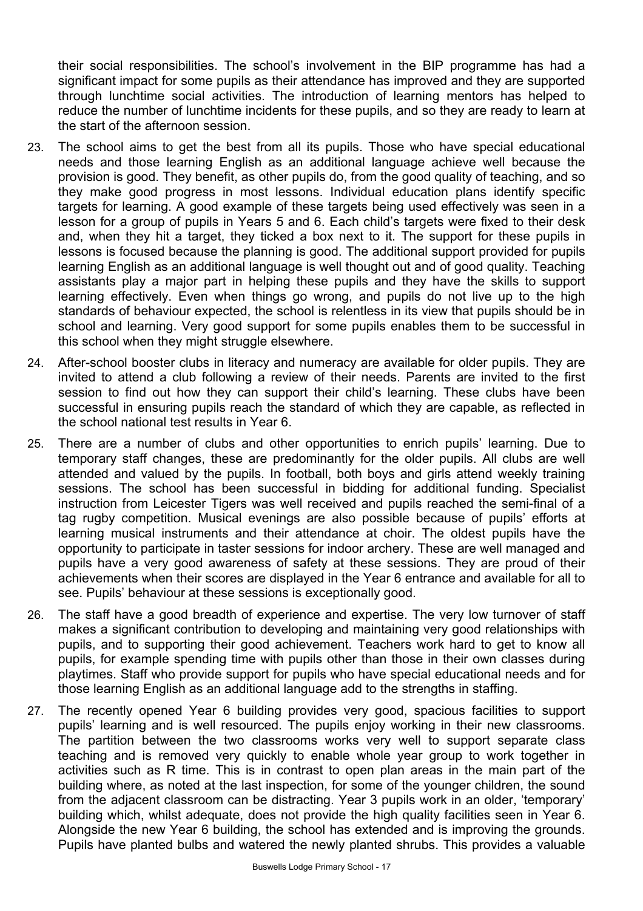their social responsibilities. The school's involvement in the BIP programme has had a significant impact for some pupils as their attendance has improved and they are supported through lunchtime social activities. The introduction of learning mentors has helped to reduce the number of lunchtime incidents for these pupils, and so they are ready to learn at the start of the afternoon session.

23. The school aims to get the best from all its pupils. Those who have special educational needs and those learning English as an additional language achieve well because the provision is good. They benefit, as other pupils do, from the good quality of teaching, and so they make good progress in most lessons. Individual education plans identify specific targets for learning. A good example of these targets being used effectively was seen in a lesson for a group of pupils in Years 5 and 6. Each child's targets were fixed to their desk and, when they hit a target, they ticked a box next to it. The support for these pupils in lessons is focused because the planning is good. The additional support provided for pupils learning English as an additional language is well thought out and of good quality. Teaching assistants play a major part in helping these pupils and they have the skills to support learning effectively. Even when things go wrong, and pupils do not live up to the high standards of behaviour expected, the school is relentless in its view that pupils should be in school and learning. Very good support for some pupils enables them to be successful in this school when they might struggle elsewhere.

24. After-school booster clubs in literacy and numeracy are available for older pupils. They are invited to attend a club following a review of their needs. Parents are invited to the first session to find out how they can support their child's learning. These clubs have been successful in ensuring pupils reach the standard of which they are capable, as reflected in the school national test results in Year 6.

25. There are a number of clubs and other opportunities to enrich pupils' learning. Due to temporary staff changes, these are predominantly for the older pupils. All clubs are well attended and valued by the pupils. In football, both boys and girls attend weekly training sessions. The school has been successful in bidding for additional funding. Specialist instruction from Leicester Tigers was well received and pupils reached the semi-final of a tag rugby competition. Musical evenings are also possible because of pupils' efforts at learning musical instruments and their attendance at choir. The oldest pupils have the opportunity to participate in taster sessions for indoor archery. These are well managed and pupils have a very good awareness of safety at these sessions. They are proud of their achievements when their scores are displayed in the Year 6 entrance and available for all to see. Pupils' behaviour at these sessions is exceptionally good.

26. The staff have a good breadth of experience and expertise. The very low turnover of staff makes a significant contribution to developing and maintaining very good relationships with pupils, and to supporting their good achievement. Teachers work hard to get to know all pupils, for example spending time with pupils other than those in their own classes during playtimes. Staff who provide support for pupils who have special educational needs and for those learning English as an additional language add to the strengths in staffing.

27. The recently opened Year 6 building provides very good, spacious facilities to support pupils' learning and is well resourced. The pupils enjoy working in their new classrooms. The partition between the two classrooms works very well to support separate class teaching and is removed very quickly to enable whole year group to work together in activities such as R time. This is in contrast to open plan areas in the main part of the building where, as noted at the last inspection, for some of the younger children, the sound from the adjacent classroom can be distracting. Year 3 pupils work in an older, 'temporary' building which, whilst adequate, does not provide the high quality facilities seen in Year 6. Alongside the new Year 6 building, the school has extended and is improving the grounds. Pupils have planted bulbs and watered the newly planted shrubs. This provides a valuable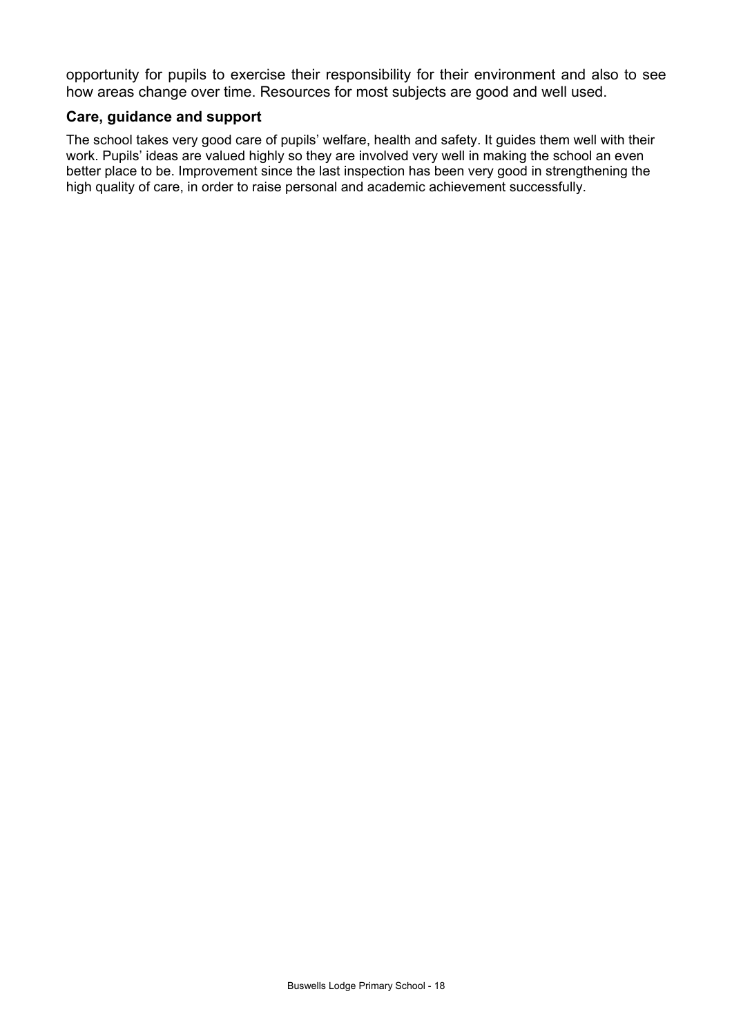opportunity for pupils to exercise their responsibility for their environment and also to see how areas change over time. Resources for most subjects are good and well used.

### Care, guidance and support

The school takes very good care of pupils' welfare, health and safety. It guides them well with their work. Pupils' ideas are valued highly so they are involved very well in making the school an even better place to be. Improvement since the last inspection has been very good in strengthening the high quality of care, in order to raise personal and academic achievement successfully.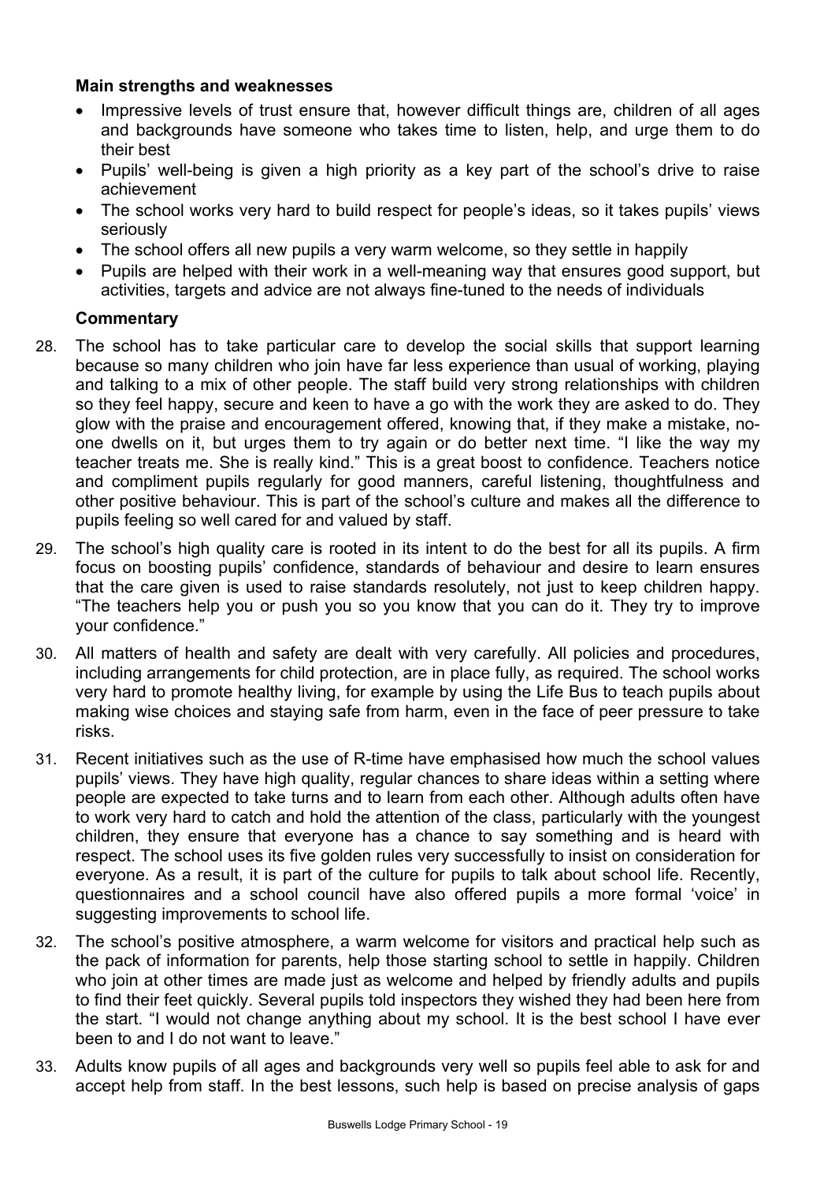**Main strengths and weaknesses**

- Impressive levels of trust ensure that, however difficult things are, children of all ages and backgrounds have someone who takes time to listen, help, and urge them to do their best
- Pupils' well-being is given a high priority as a key part of the school's drive to raise achievement
- The school works very hard to build respect for people's ideas, so it takes pupils' views seriously
- The school offers all new pupils a very warm welcome, so they settle in happily
- Pupils are helped with their work in a well-meaning way that ensures good support, but activities, targets and advice are not always fine-tuned to the needs of individuals

**Commentary**

28. The school has to take particular care to develop the social skills that support learning because so many children who join have far less experience than usual of working, playing and talking to a mix of other people. The staff build very strong relationships with children so they feel happy, secure and keen to have a go with the work they are asked to do. They glow with the praise and encouragement offered, knowing that, if they make a mistake, no-one dwells on it, but urges them to try again or do better next time. "I like the way my teacher treats me. She is really kind." This is a great boost to confidence. Teachers notice and compliment pupils regularly for good manners, careful listening, thoughtfulness and other positive behaviour. This is part of the school's culture and makes all the difference to pupils feeling so well cared for and valued by staff.

29. The school's high quality care is rooted in its intent to do the best for all its pupils. A firm focus on boosting pupils' confidence, standards of behaviour and desire to learn ensures that the care given is used to raise standards resolutely, not just to keep children happy. "The teachers help you or push you so you know that you can do it. They try to improve your confidence."

30. All matters of health and safety are dealt with very carefully. All policies and procedures, including arrangements for child protection, are in place fully, as required. The school works very hard to promote healthy living, for example by using the Life Bus to teach pupils about making wise choices and staying safe from harm, even in the face of peer pressure to take risks.

31. Recent initiatives such as the use of R-time have emphasised how much the school values pupils' views. They have high quality, regular chances to share ideas within a setting where people are expected to take turns and to learn from each other. Although adults often have to work very hard to catch and hold the attention of the class, particularly with the youngest children, they ensure that everyone has a chance to say something and is heard with respect. The school uses its five golden rules very successfully to insist on consideration for everyone. As a result, it is part of the culture for pupils to talk about school life. Recently, questionnaires and a school council have also offered pupils a more formal 'voice' in suggesting improvements to school life.

32. The school's positive atmosphere, a warm welcome for visitors and practical help such as the pack of information for parents, help those starting school to settle in happily. Children who join at other times are made just as welcome and helped by friendly adults and pupils to find their feet quickly. Several pupils told inspectors they wished they had been here from the start. "I would not change anything about my school. It is the best school I have ever been to and I do not want to leave."

33. Adults know pupils of all ages and backgrounds very well so pupils feel able to ask for and accept help from staff. In the best lessons, such help is based on precise analysis of gaps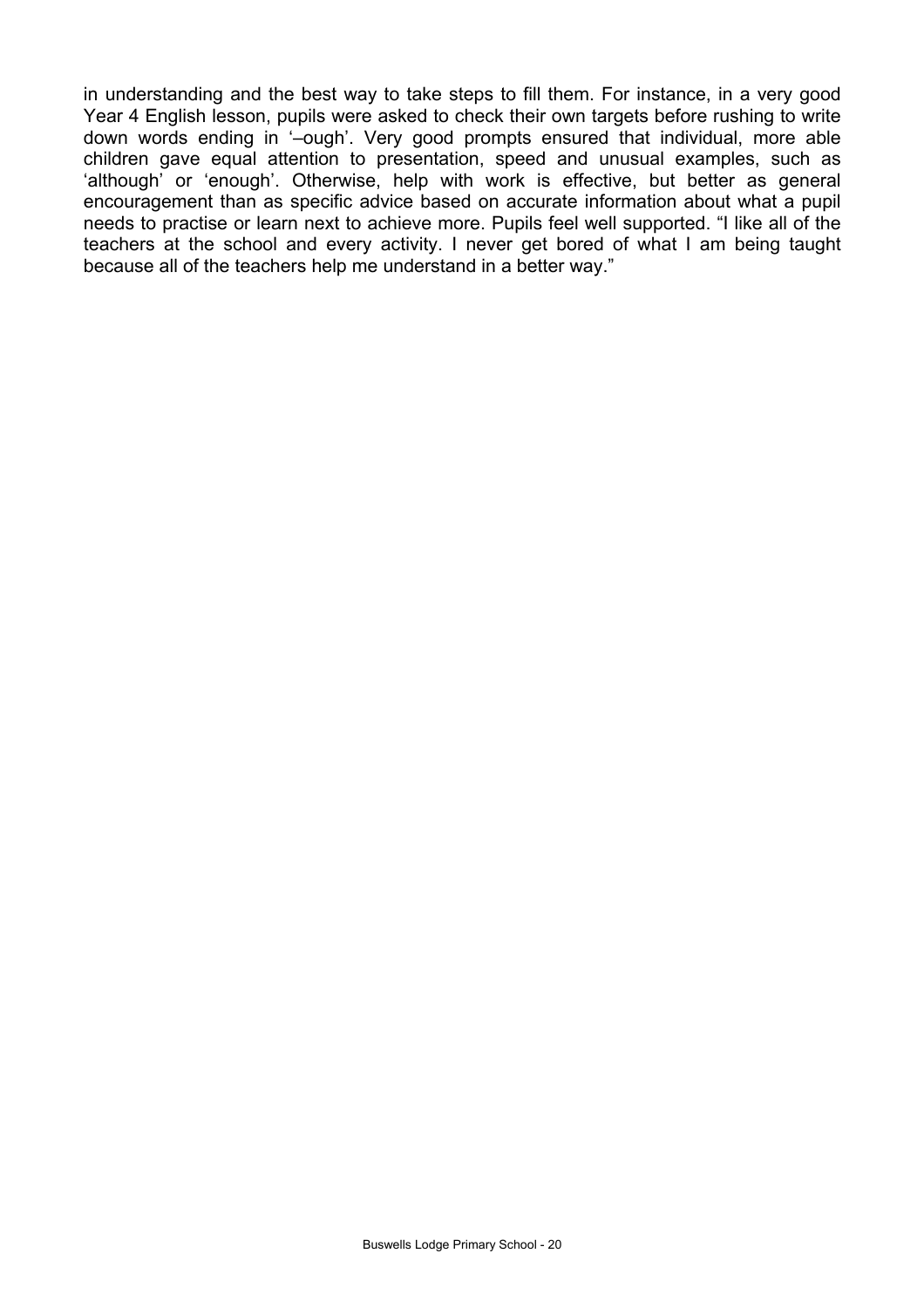in understanding and the best way to take steps to fill them. For instance, in a very good Year 4 English lesson, pupils were asked to check their own targets before rushing to write down words ending in '–ough'. Very good prompts ensured that individual, more able children gave equal attention to presentation, speed and unusual examples, such as 'although' or 'enough'. Otherwise, help with work is effective, but better as general encouragement than as specific advice based on accurate information about what a pupil needs to practise or learn next to achieve more. Pupils feel well supported. "I like all of the teachers at the school and every activity. I never get bored of what I am being taught because all of the teachers help me understand in a better way."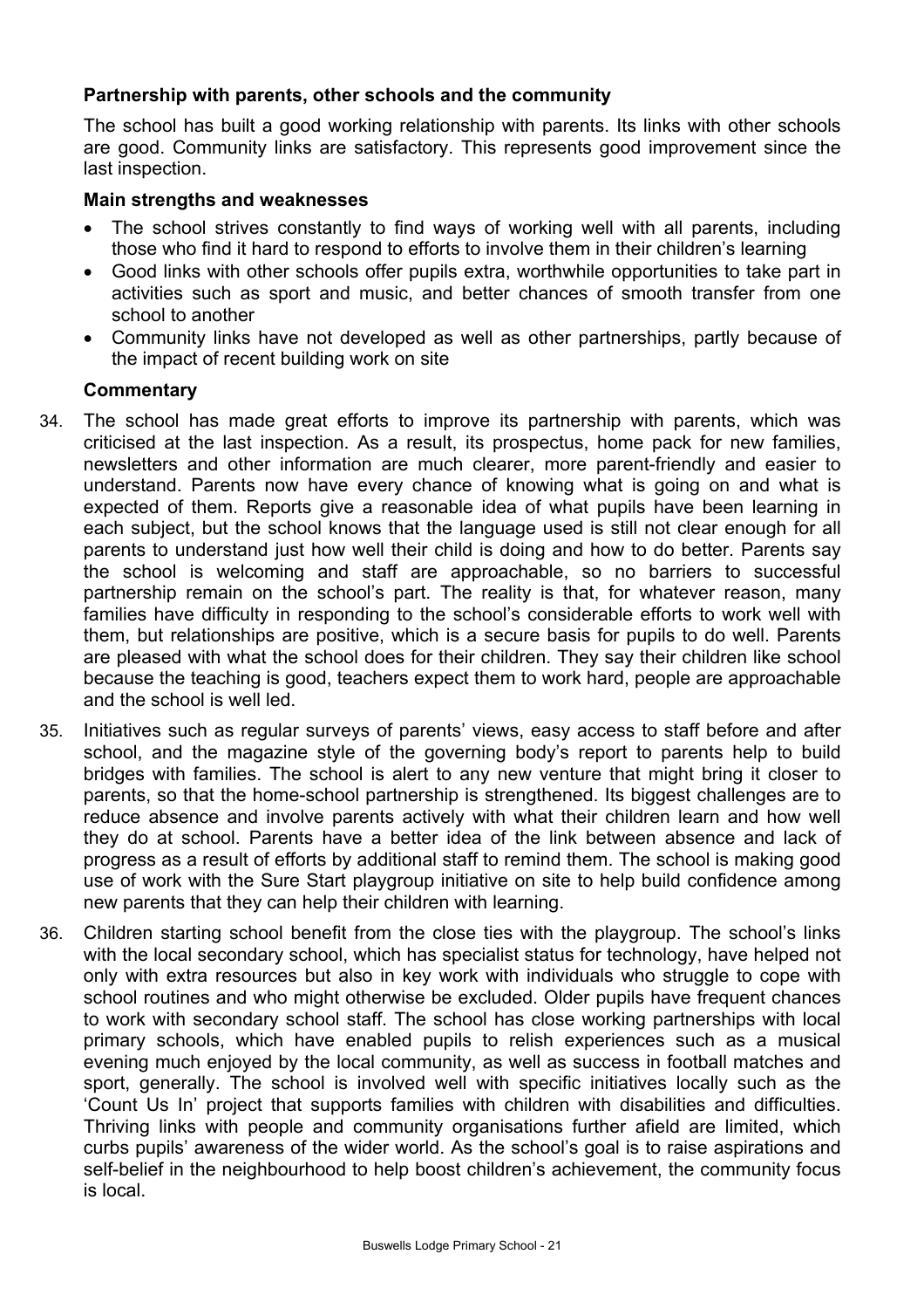### Partnership with parents, other schools and the community

The school has built a good working relationship with parents. Its links with other schools are good. Community links are satisfactory. This represents good improvement since the last inspection.

#### Main strengths and weaknesses

- The school strives constantly to find ways of working well with all parents, including those who find it hard to respond to efforts to involve them in their children's learning
- Good links with other schools offer pupils extra, worthwhile opportunities to take part in activities such as sport and music, and better chances of smooth transfer from one school to another
- Community links have not developed as well as other partnerships, partly because of the impact of recent building work on site

#### Commentary

34. The school has made great efforts to improve its partnership with parents, which was criticised at the last inspection. As a result, its prospectus, home pack for new families, newsletters and other information are much clearer, more parent-friendly and easier to understand. Parents now have every chance of knowing what is going on and what is expected of them. Reports give a reasonable idea of what pupils have been learning in each subject, but the school knows that the language used is still not clear enough for all parents to understand just how well their child is doing and how to do better. Parents say the school is welcoming and staff are approachable, so no barriers to successful partnership remain on the school's part. The reality is that, for whatever reason, many families have difficulty in responding to the school's considerable efforts to work well with them, but relationships are positive, which is a secure basis for pupils to do well. Parents are pleased with what the school does for their children. They say their children like school because the teaching is good, teachers expect them to work hard, people are approachable and the school is well led.

35. Initiatives such as regular surveys of parents' views, easy access to staff before and after school, and the magazine style of the governing body's report to parents help to build bridges with families. The school is alert to any new venture that might bring it closer to parents, so that the home-school partnership is strengthened. Its biggest challenges are to reduce absence and involve parents actively with what their children learn and how well they do at school. Parents have a better idea of the link between absence and lack of progress as a result of efforts by additional staff to remind them. The school is making good use of work with the Sure Start playgroup initiative on site to help build confidence among new parents that they can help their children with learning.

36. Children starting school benefit from the close ties with the playgroup. The school's links with the local secondary school, which has specialist status for technology, have helped not only with extra resources but also in key work with individuals who struggle to cope with school routines and who might otherwise be excluded. Older pupils have frequent chances to work with secondary school staff. The school has close working partnerships with local primary schools, which have enabled pupils to relish experiences such as a musical evening much enjoyed by the local community, as well as success in football matches and sport, generally. The school is involved well with specific initiatives locally such as the 'Count Us In' project that supports families with children with disabilities and difficulties. Thriving links with people and community organisations further afield are limited, which curbs pupils' awareness of the wider world. As the school's goal is to raise aspirations and self-belief in the neighbourhood to help boost children's achievement, the community focus is local.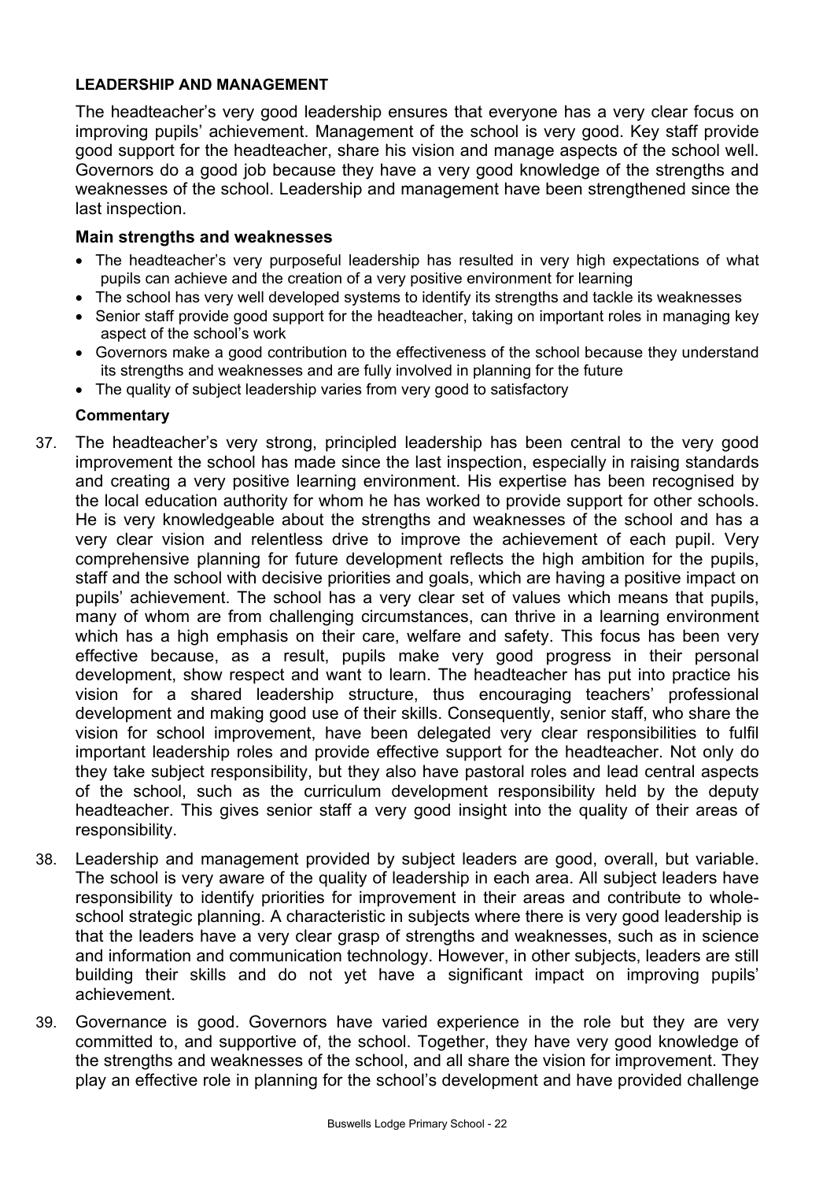**LEADERSHIP AND MANAGEMENT**

The headteacher's very good leadership ensures that everyone has a very clear focus on improving pupils' achievement. Management of the school is very good. Key staff provide good support for the headteacher, share his vision and manage aspects of the school well. Governors do a good job because they have a very good knowledge of the strengths and weaknesses of the school. Leadership and management have been strengthened since the last inspection.

### Main strengths and weaknesses

- The headteacher's very purposeful leadership has resulted in very high expectations of what pupils can achieve and the creation of a very positive environment for learning
- The school has very well developed systems to identify its strengths and tackle its weaknesses
- Senior staff provide good support for the headteacher, taking on important roles in managing key aspect of the school's work
- Governors make a good contribution to the effectiveness of the school because they understand its strengths and weaknesses and are fully involved in planning for the future
- The quality of subject leadership varies from very good to satisfactory

**Commentary**

37. The headteacher's very strong, principled leadership has been central to the very good improvement the school has made since the last inspection, especially in raising standards and creating a very positive learning environment. His expertise has been recognised by the local education authority for whom he has worked to provide support for other schools. He is very knowledgeable about the strengths and weaknesses of the school and has a very clear vision and relentless drive to improve the achievement of each pupil. Very comprehensive planning for future development reflects the high ambition for the pupils, staff and the school with decisive priorities and goals, which are having a positive impact on pupils' achievement. The school has a very clear set of values which means that pupils, many of whom are from challenging circumstances, can thrive in a learning environment which has a high emphasis on their care, welfare and safety. This focus has been very effective because, as a result, pupils make very good progress in their personal development, show respect and want to learn. The headteacher has put into practice his vision for a shared leadership structure, thus encouraging teachers' professional development and making good use of their skills. Consequently, senior staff, who share the vision for school improvement, have been delegated very clear responsibilities to fulfil important leadership roles and provide effective support for the headteacher. Not only do they take subject responsibility, but they also have pastoral roles and lead central aspects of the school, such as the curriculum development responsibility held by the deputy headteacher. This gives senior staff a very good insight into the quality of their areas of responsibility.

38. Leadership and management provided by subject leaders are good, overall, but variable. The school is very aware of the quality of leadership in each area. All subject leaders have responsibility to identify priorities for improvement in their areas and contribute to whole-school strategic planning. A characteristic in subjects where there is very good leadership is that the leaders have a very clear grasp of strengths and weaknesses, such as in science and information and communication technology. However, in other subjects, leaders are still building their skills and do not yet have a significant impact on improving pupils' achievement.

39. Governance is good. Governors have varied experience in the role but they are very committed to, and supportive of, the school. Together, they have very good knowledge of the strengths and weaknesses of the school, and all share the vision for improvement. They play an effective role in planning for the school's development and have provided challenge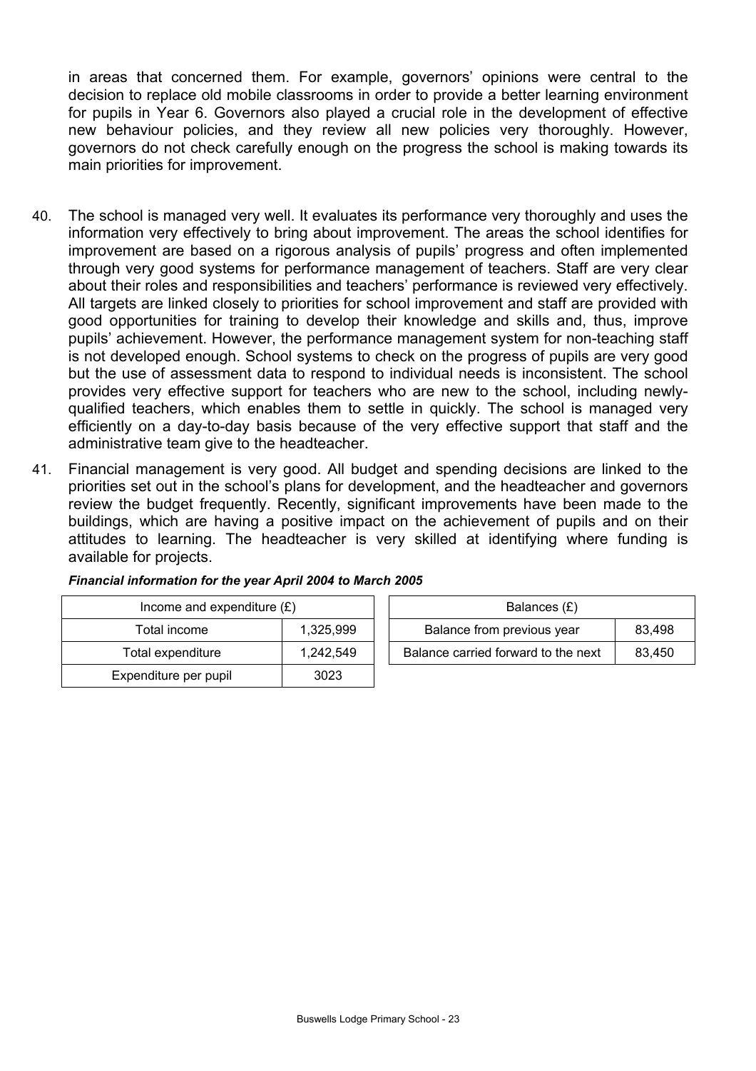in areas that concerned them. For example, governors' opinions were central to the decision to replace old mobile classrooms in order to provide a better learning environment for pupils in Year 6. Governors also played a crucial role in the development of effective new behaviour policies, and they review all new policies very thoroughly. However, governors do not check carefully enough on the progress the school is making towards its main priorities for improvement.

40. The school is managed very well. It evaluates its performance very thoroughly and uses the information very effectively to bring about improvement. The areas the school identifies for improvement are based on a rigorous analysis of pupils' progress and often implemented through very good systems for performance management of teachers. Staff are very clear about their roles and responsibilities and teachers' performance is reviewed very effectively. All targets are linked closely to priorities for school improvement and staff are provided with good opportunities for training to develop their knowledge and skills and, thus, improve pupils' achievement. However, the performance management system for non-teaching staff is not developed enough. School systems to check on the progress of pupils are very good but the use of assessment data to respond to individual needs is inconsistent. The school provides very effective support for teachers who are new to the school, including newly-qualified teachers, which enables them to settle in quickly. The school is managed very efficiently on a day-to-day basis because of the very effective support that staff and the administrative team give to the headteacher.

41. Financial management is very good. All budget and spending decisions are linked to the priorities set out in the school's plans for development, and the headteacher and governors review the budget frequently. Recently, significant improvements have been made to the buildings, which are having a positive impact on the achievement of pupils and on their attitudes to learning. The headteacher is very skilled at identifying where funding is available for projects.

***Financial information for the year April 2004 to March 2005***

| Income and expenditure (£) | |
|---|---|
| Total income | 1,325,999 |
| Total expenditure | 1,242,549 |
| Expenditure per pupil | 3023 |

| Balances (£) | |
|---|---|
| Balance from previous year | 83,498 |
| Balance carried forward to the next | 83,450 |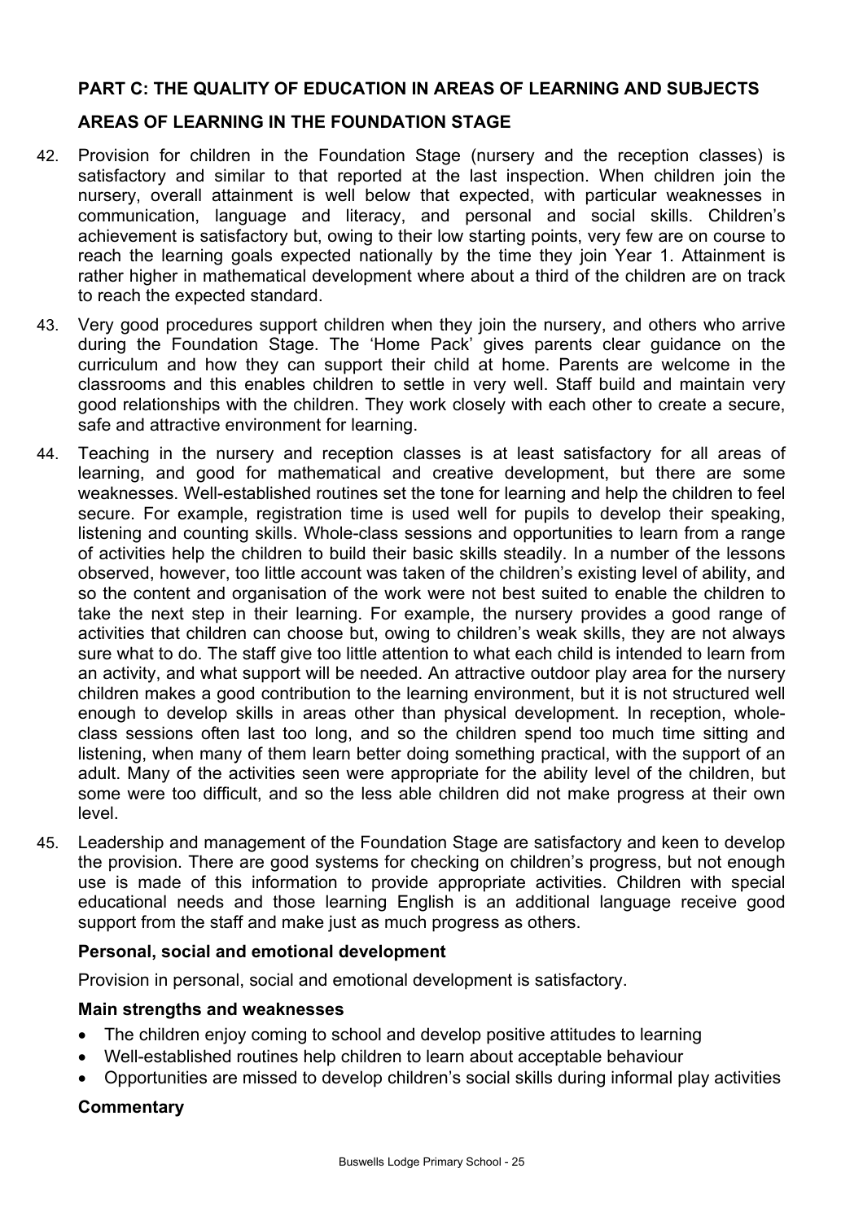## PART C: THE QUALITY OF EDUCATION IN AREAS OF LEARNING AND SUBJECTS

### AREAS OF LEARNING IN THE FOUNDATION STAGE

42. Provision for children in the Foundation Stage (nursery and the reception classes) is satisfactory and similar to that reported at the last inspection. When children join the nursery, overall attainment is well below that expected, with particular weaknesses in communication, language and literacy, and personal and social skills. Children's achievement is satisfactory but, owing to their low starting points, very few are on course to reach the learning goals expected nationally by the time they join Year 1. Attainment is rather higher in mathematical development where about a third of the children are on track to reach the expected standard.

43. Very good procedures support children when they join the nursery, and others who arrive during the Foundation Stage. The 'Home Pack' gives parents clear guidance on the curriculum and how they can support their child at home. Parents are welcome in the classrooms and this enables children to settle in very well. Staff build and maintain very good relationships with the children. They work closely with each other to create a secure, safe and attractive environment for learning.

44. Teaching in the nursery and reception classes is at least satisfactory for all areas of learning, and good for mathematical and creative development, but there are some weaknesses. Well-established routines set the tone for learning and help the children to feel secure. For example, registration time is used well for pupils to develop their speaking, listening and counting skills. Whole-class sessions and opportunities to learn from a range of activities help the children to build their basic skills steadily. In a number of the lessons observed, however, too little account was taken of the children's existing level of ability, and so the content and organisation of the work were not best suited to enable the children to take the next step in their learning. For example, the nursery provides a good range of activities that children can choose but, owing to children's weak skills, they are not always sure what to do. The staff give too little attention to what each child is intended to learn from an activity, and what support will be needed. An attractive outdoor play area for the nursery children makes a good contribution to the learning environment, but it is not structured well enough to develop skills in areas other than physical development. In reception, whole-class sessions often last too long, and so the children spend too much time sitting and listening, when many of them learn better doing something practical, with the support of an adult. Many of the activities seen were appropriate for the ability level of the children, but some were too difficult, and so the less able children did not make progress at their own level.

45. Leadership and management of the Foundation Stage are satisfactory and keen to develop the provision. There are good systems for checking on children's progress, but not enough use is made of this information to provide appropriate activities. Children with special educational needs and those learning English is an additional language receive good support from the staff and make just as much progress as others.

#### Personal, social and emotional development

Provision in personal, social and emotional development is satisfactory.

#### Main strengths and weaknesses

- The children enjoy coming to school and develop positive attitudes to learning
- Well-established routines help children to learn about acceptable behaviour
- Opportunities are missed to develop children's social skills during informal play activities

#### Commentary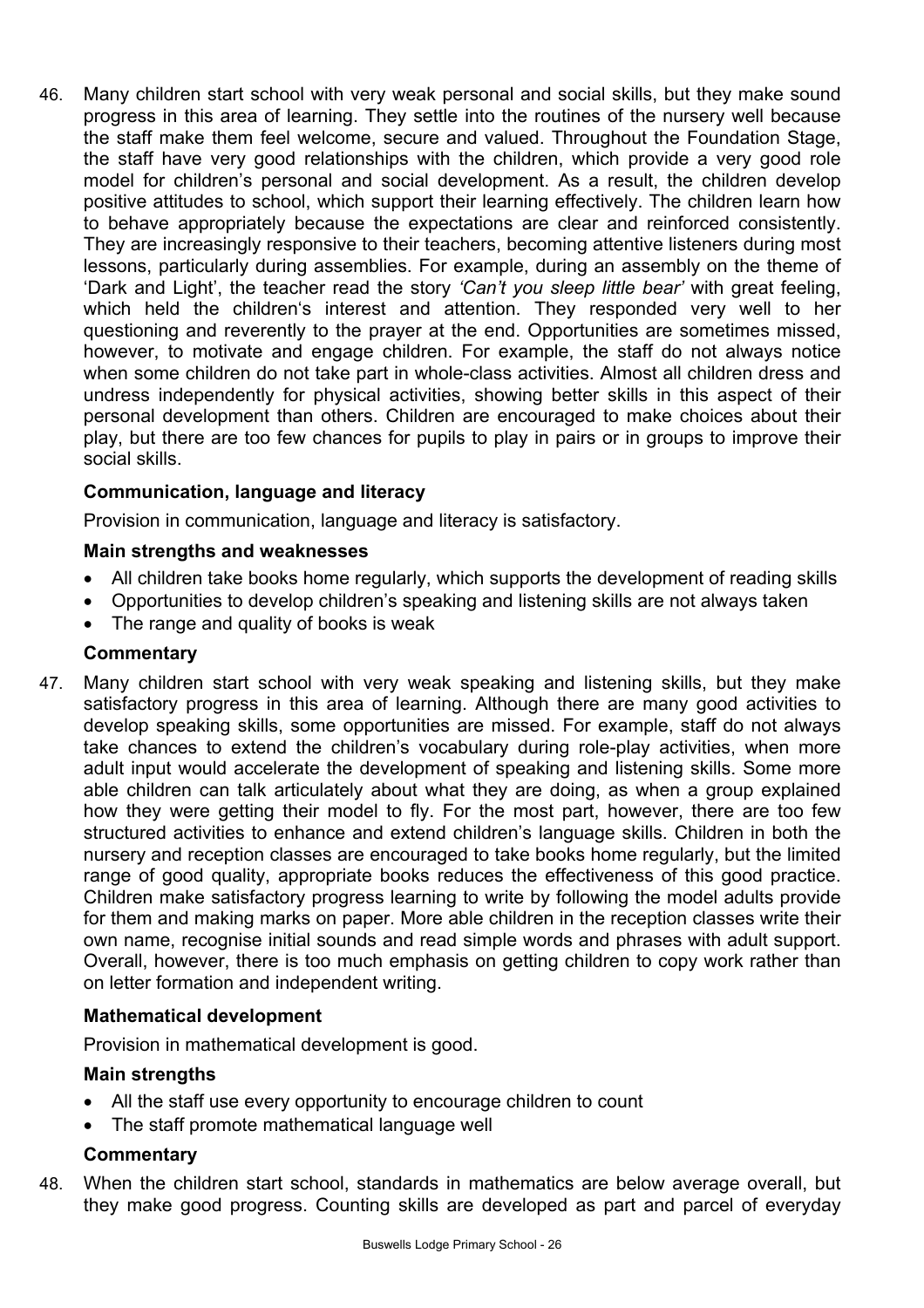46. Many children start school with very weak personal and social skills, but they make sound progress in this area of learning. They settle into the routines of the nursery well because the staff make them feel welcome, secure and valued. Throughout the Foundation Stage, the staff have very good relationships with the children, which provide a very good role model for children's personal and social development. As a result, the children develop positive attitudes to school, which support their learning effectively. The children learn how to behave appropriately because the expectations are clear and reinforced consistently. They are increasingly responsive to their teachers, becoming attentive listeners during most lessons, particularly during assemblies. For example, during an assembly on the theme of 'Dark and Light', the teacher read the story *'Can't you sleep little bear'* with great feeling, which held the children's interest and attention. They responded very well to her questioning and reverently to the prayer at the end. Opportunities are sometimes missed, however, to motivate and engage children. For example, the staff do not always notice when some children do not take part in whole-class activities. Almost all children dress and undress independently for physical activities, showing better skills in this aspect of their personal development than others. Children are encouraged to make choices about their play, but there are too few chances for pupils to play in pairs or in groups to improve their social skills.

### Communication, language and literacy

Provision in communication, language and literacy is satisfactory.

#### Main strengths and weaknesses

- All children take books home regularly, which supports the development of reading skills
- Opportunities to develop children's speaking and listening skills are not always taken
- The range and quality of books is weak

#### Commentary

47. Many children start school with very weak speaking and listening skills, but they make satisfactory progress in this area of learning. Although there are many good activities to develop speaking skills, some opportunities are missed. For example, staff do not always take chances to extend the children's vocabulary during role-play activities, when more adult input would accelerate the development of speaking and listening skills. Some more able children can talk articulately about what they are doing, as when a group explained how they were getting their model to fly. For the most part, however, there are too few structured activities to enhance and extend children's language skills. Children in both the nursery and reception classes are encouraged to take books home regularly, but the limited range of good quality, appropriate books reduces the effectiveness of this good practice. Children make satisfactory progress learning to write by following the model adults provide for them and making marks on paper. More able children in the reception classes write their own name, recognise initial sounds and read simple words and phrases with adult support. Overall, however, there is too much emphasis on getting children to copy work rather than on letter formation and independent writing.

### Mathematical development

Provision in mathematical development is good.

#### Main strengths

- All the staff use every opportunity to encourage children to count
- The staff promote mathematical language well

#### Commentary

48. When the children start school, standards in mathematics are below average overall, but they make good progress. Counting skills are developed as part and parcel of everyday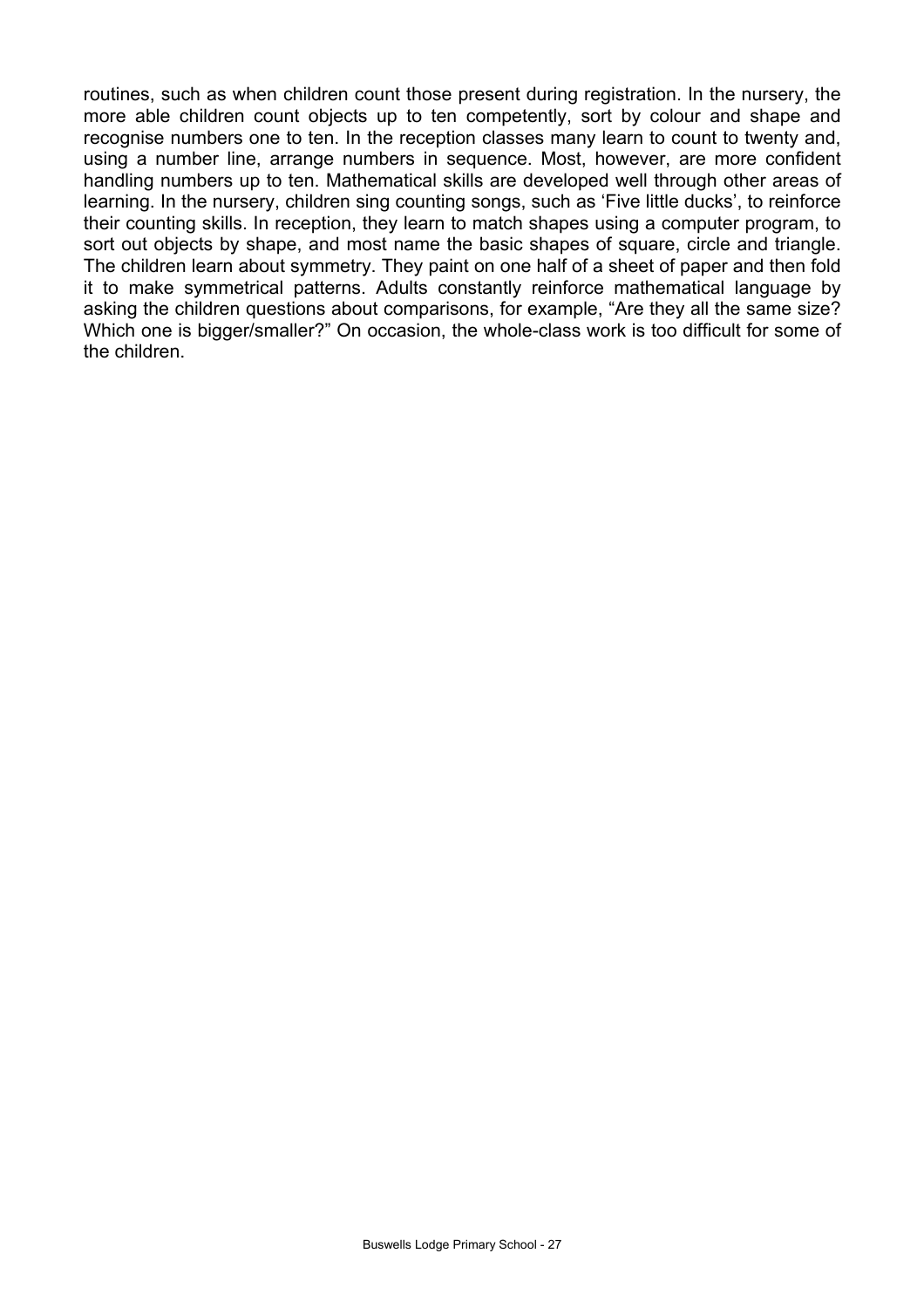routines, such as when children count those present during registration. In the nursery, the more able children count objects up to ten competently, sort by colour and shape and recognise numbers one to ten. In the reception classes many learn to count to twenty and, using a number line, arrange numbers in sequence. Most, however, are more confident handling numbers up to ten. Mathematical skills are developed well through other areas of learning. In the nursery, children sing counting songs, such as 'Five little ducks', to reinforce their counting skills. In reception, they learn to match shapes using a computer program, to sort out objects by shape, and most name the basic shapes of square, circle and triangle. The children learn about symmetry. They paint on one half of a sheet of paper and then fold it to make symmetrical patterns. Adults constantly reinforce mathematical language by asking the children questions about comparisons, for example, "Are they all the same size? Which one is bigger/smaller?" On occasion, the whole-class work is too difficult for some of the children.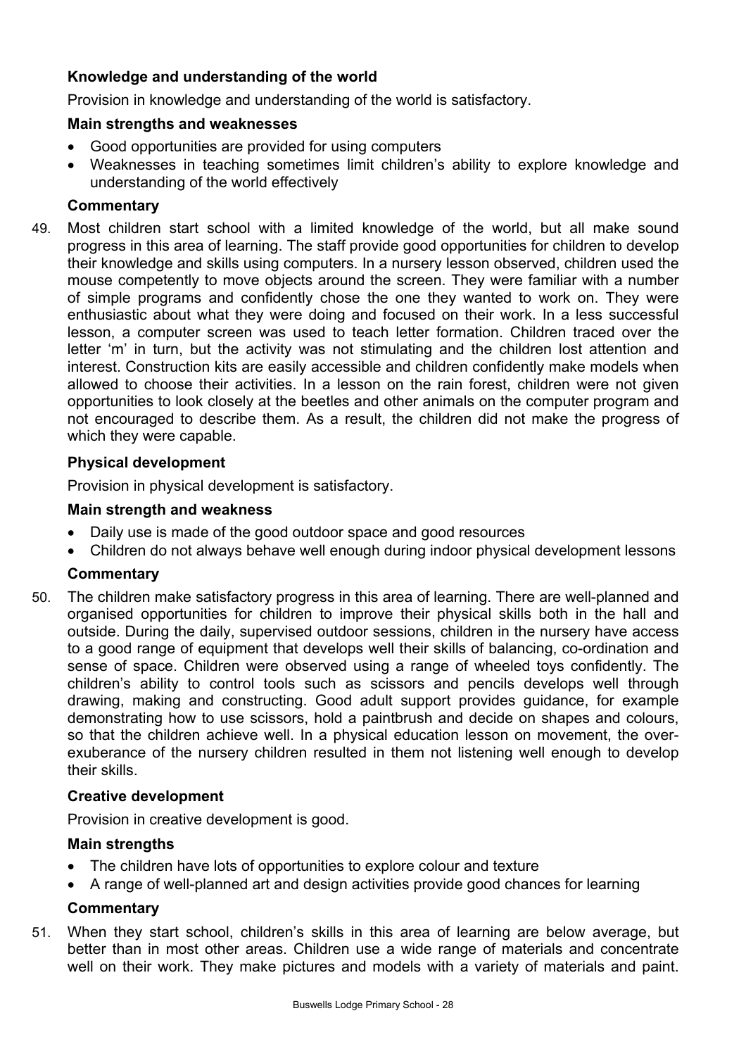### Knowledge and understanding of the world

Provision in knowledge and understanding of the world is satisfactory.

#### Main strengths and weaknesses

- Good opportunities are provided for using computers
- Weaknesses in teaching sometimes limit children's ability to explore knowledge and understanding of the world effectively

#### Commentary

49. Most children start school with a limited knowledge of the world, but all make sound progress in this area of learning. The staff provide good opportunities for children to develop their knowledge and skills using computers. In a nursery lesson observed, children used the mouse competently to move objects around the screen. They were familiar with a number of simple programs and confidently chose the one they wanted to work on. They were enthusiastic about what they were doing and focused on their work. In a less successful lesson, a computer screen was used to teach letter formation. Children traced over the letter 'm' in turn, but the activity was not stimulating and the children lost attention and interest. Construction kits are easily accessible and children confidently make models when allowed to choose their activities. In a lesson on the rain forest, children were not given opportunities to look closely at the beetles and other animals on the computer program and not encouraged to describe them. As a result, the children did not make the progress of which they were capable.

### Physical development

Provision in physical development is satisfactory.

#### Main strength and weakness

- Daily use is made of the good outdoor space and good resources
- Children do not always behave well enough during indoor physical development lessons

#### Commentary

50. The children make satisfactory progress in this area of learning. There are well-planned and organised opportunities for children to improve their physical skills both in the hall and outside. During the daily, supervised outdoor sessions, children in the nursery have access to a good range of equipment that develops well their skills of balancing, co-ordination and sense of space. Children were observed using a range of wheeled toys confidently. The children's ability to control tools such as scissors and pencils develops well through drawing, making and constructing. Good adult support provides guidance, for example demonstrating how to use scissors, hold a paintbrush and decide on shapes and colours, so that the children achieve well. In a physical education lesson on movement, the over-exuberance of the nursery children resulted in them not listening well enough to develop their skills.

### Creative development

Provision in creative development is good.

#### Main strengths

- The children have lots of opportunities to explore colour and texture
- A range of well-planned art and design activities provide good chances for learning

#### Commentary

51. When they start school, children's skills in this area of learning are below average, but better than in most other areas. Children use a wide range of materials and concentrate well on their work. They make pictures and models with a variety of materials and paint.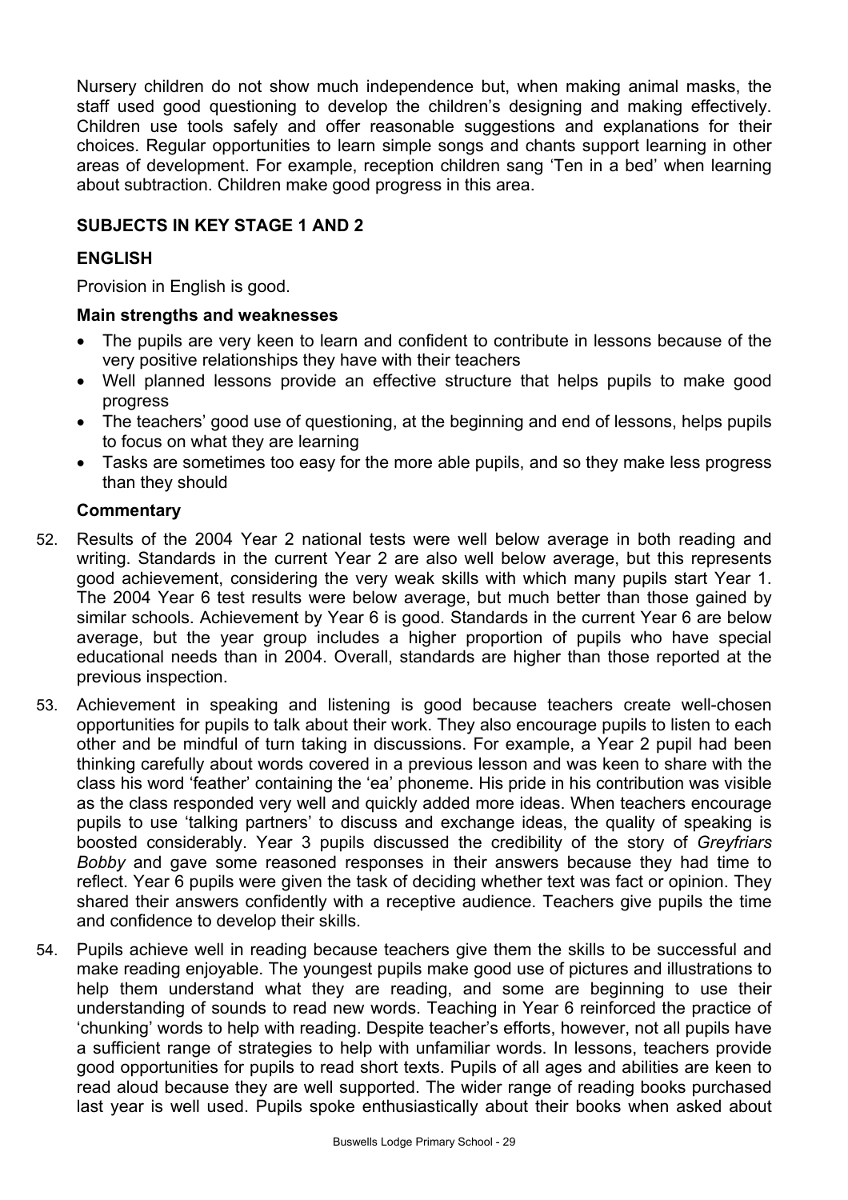Nursery children do not show much independence but, when making animal masks, the staff used good questioning to develop the children's designing and making effectively. Children use tools safely and offer reasonable suggestions and explanations for their choices. Regular opportunities to learn simple songs and chants support learning in other areas of development. For example, reception children sang 'Ten in a bed' when learning about subtraction. Children make good progress in this area.

## SUBJECTS IN KEY STAGE 1 AND 2

### ENGLISH

Provision in English is good.

**Main strengths and weaknesses**

- The pupils are very keen to learn and confident to contribute in lessons because of the very positive relationships they have with their teachers
- Well planned lessons provide an effective structure that helps pupils to make good progress
- The teachers' good use of questioning, at the beginning and end of lessons, helps pupils to focus on what they are learning
- Tasks are sometimes too easy for the more able pupils, and so they make less progress than they should

**Commentary**

52. Results of the 2004 Year 2 national tests were well below average in both reading and writing. Standards in the current Year 2 are also well below average, but this represents good achievement, considering the very weak skills with which many pupils start Year 1. The 2004 Year 6 test results were below average, but much better than those gained by similar schools. Achievement by Year 6 is good. Standards in the current Year 6 are below average, but the year group includes a higher proportion of pupils who have special educational needs than in 2004. Overall, standards are higher than those reported at the previous inspection.

53. Achievement in speaking and listening is good because teachers create well-chosen opportunities for pupils to talk about their work. They also encourage pupils to listen to each other and be mindful of turn taking in discussions. For example, a Year 2 pupil had been thinking carefully about words covered in a previous lesson and was keen to share with the class his word 'feather' containing the 'ea' phoneme. His pride in his contribution was visible as the class responded very well and quickly added more ideas. When teachers encourage pupils to use 'talking partners' to discuss and exchange ideas, the quality of speaking is boosted considerably. Year 3 pupils discussed the credibility of the story of *Greyfriars Bobby* and gave some reasoned responses in their answers because they had time to reflect. Year 6 pupils were given the task of deciding whether text was fact or opinion. They shared their answers confidently with a receptive audience. Teachers give pupils the time and confidence to develop their skills.

54. Pupils achieve well in reading because teachers give them the skills to be successful and make reading enjoyable. The youngest pupils make good use of pictures and illustrations to help them understand what they are reading, and some are beginning to use their understanding of sounds to read new words. Teaching in Year 6 reinforced the practice of 'chunking' words to help with reading. Despite teacher's efforts, however, not all pupils have a sufficient range of strategies to help with unfamiliar words. In lessons, teachers provide good opportunities for pupils to read short texts. Pupils of all ages and abilities are keen to read aloud because they are well supported. The wider range of reading books purchased last year is well used. Pupils spoke enthusiastically about their books when asked about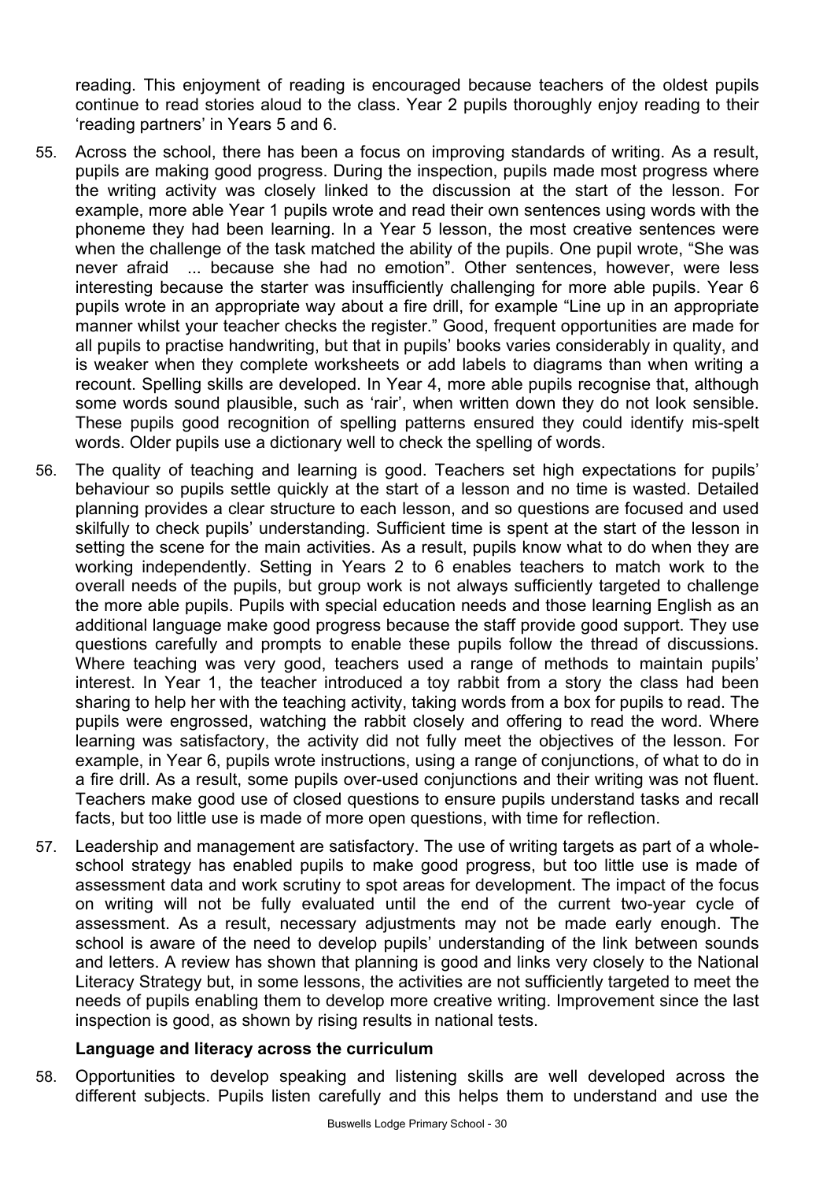reading. This enjoyment of reading is encouraged because teachers of the oldest pupils continue to read stories aloud to the class. Year 2 pupils thoroughly enjoy reading to their 'reading partners' in Years 5 and 6.

55. Across the school, there has been a focus on improving standards of writing. As a result, pupils are making good progress. During the inspection, pupils made most progress where the writing activity was closely linked to the discussion at the start of the lesson. For example, more able Year 1 pupils wrote and read their own sentences using words with the phoneme they had been learning. In a Year 5 lesson, the most creative sentences were when the challenge of the task matched the ability of the pupils. One pupil wrote, "She was never afraid ... because she had no emotion". Other sentences, however, were less interesting because the starter was insufficiently challenging for more able pupils. Year 6 pupils wrote in an appropriate way about a fire drill, for example "Line up in an appropriate manner whilst your teacher checks the register." Good, frequent opportunities are made for all pupils to practise handwriting, but that in pupils' books varies considerably in quality, and is weaker when they complete worksheets or add labels to diagrams than when writing a recount. Spelling skills are developed. In Year 4, more able pupils recognise that, although some words sound plausible, such as 'rair', when written down they do not look sensible. These pupils good recognition of spelling patterns ensured they could identify mis-spelt words. Older pupils use a dictionary well to check the spelling of words.

56. The quality of teaching and learning is good. Teachers set high expectations for pupils' behaviour so pupils settle quickly at the start of a lesson and no time is wasted. Detailed planning provides a clear structure to each lesson, and so questions are focused and used skilfully to check pupils' understanding. Sufficient time is spent at the start of the lesson in setting the scene for the main activities. As a result, pupils know what to do when they are working independently. Setting in Years 2 to 6 enables teachers to match work to the overall needs of the pupils, but group work is not always sufficiently targeted to challenge the more able pupils. Pupils with special education needs and those learning English as an additional language make good progress because the staff provide good support. They use questions carefully and prompts to enable these pupils follow the thread of discussions. Where teaching was very good, teachers used a range of methods to maintain pupils' interest. In Year 1, the teacher introduced a toy rabbit from a story the class had been sharing to help her with the teaching activity, taking words from a box for pupils to read. The pupils were engrossed, watching the rabbit closely and offering to read the word. Where learning was satisfactory, the activity did not fully meet the objectives of the lesson. For example, in Year 6, pupils wrote instructions, using a range of conjunctions, of what to do in a fire drill. As a result, some pupils over-used conjunctions and their writing was not fluent. Teachers make good use of closed questions to ensure pupils understand tasks and recall facts, but too little use is made of more open questions, with time for reflection.

57. Leadership and management are satisfactory. The use of writing targets as part of a whole-school strategy has enabled pupils to make good progress, but too little use is made of assessment data and work scrutiny to spot areas for development. The impact of the focus on writing will not be fully evaluated until the end of the current two-year cycle of assessment. As a result, necessary adjustments may not be made early enough. The school is aware of the need to develop pupils' understanding of the link between sounds and letters. A review has shown that planning is good and links very closely to the National Literacy Strategy but, in some lessons, the activities are not sufficiently targeted to meet the needs of pupils enabling them to develop more creative writing. Improvement since the last inspection is good, as shown by rising results in national tests.

**Language and literacy across the curriculum**

58. Opportunities to develop speaking and listening skills are well developed across the different subjects. Pupils listen carefully and this helps them to understand and use the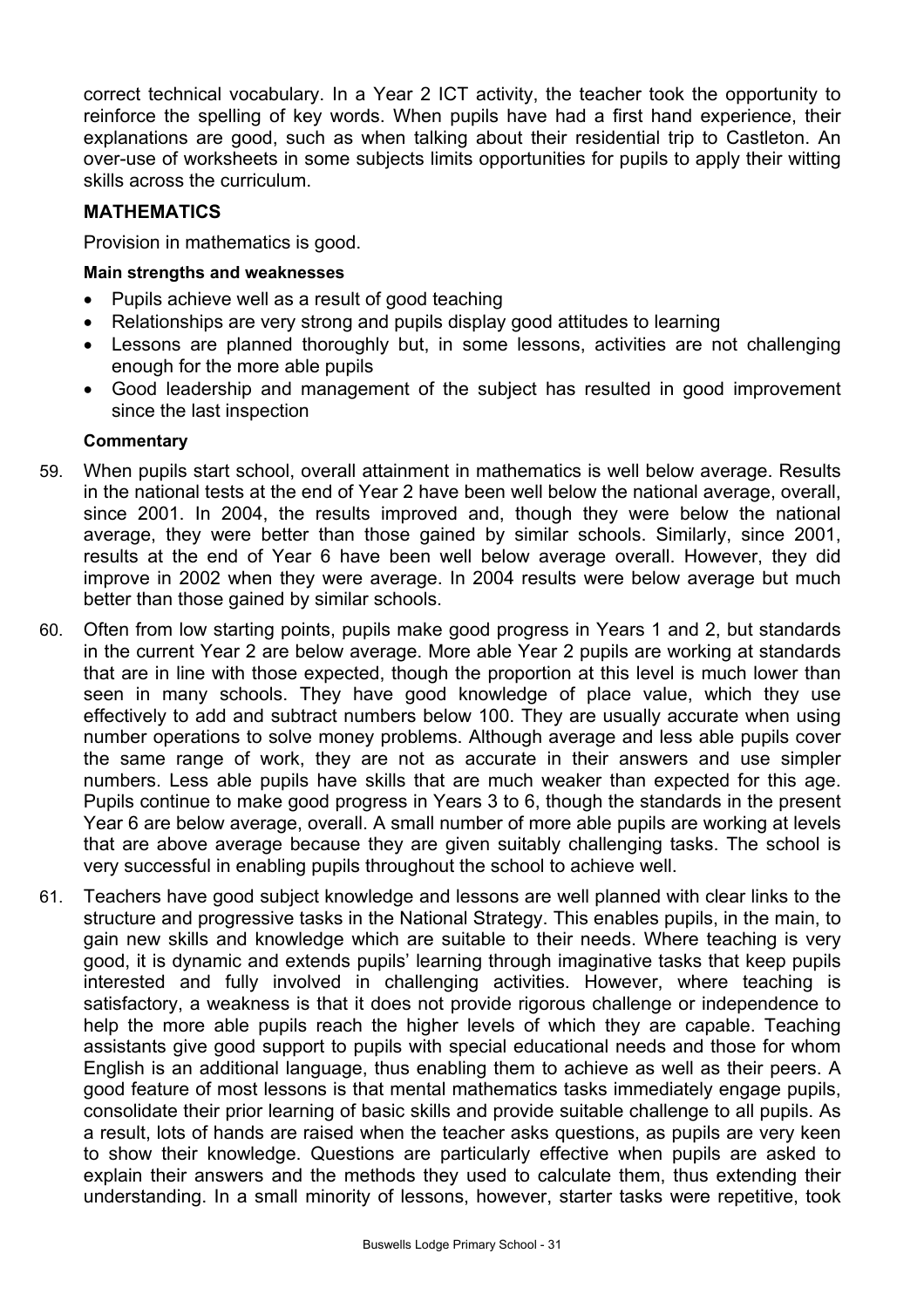correct technical vocabulary. In a Year 2 ICT activity, the teacher took the opportunity to reinforce the spelling of key words. When pupils have had a first hand experience, their explanations are good, such as when talking about their residential trip to Castleton. An over-use of worksheets in some subjects limits opportunities for pupils to apply their witting skills across the curriculum.

## MATHEMATICS

Provision in mathematics is good.

**Main strengths and weaknesses**

- Pupils achieve well as a result of good teaching
- Relationships are very strong and pupils display good attitudes to learning
- Lessons are planned thoroughly but, in some lessons, activities are not challenging enough for the more able pupils
- Good leadership and management of the subject has resulted in good improvement since the last inspection

**Commentary**

59. When pupils start school, overall attainment in mathematics is well below average. Results in the national tests at the end of Year 2 have been well below the national average, overall, since 2001. In 2004, the results improved and, though they were below the national average, they were better than those gained by similar schools. Similarly, since 2001, results at the end of Year 6 have been well below average overall. However, they did improve in 2002 when they were average. In 2004 results were below average but much better than those gained by similar schools.

60. Often from low starting points, pupils make good progress in Years 1 and 2, but standards in the current Year 2 are below average. More able Year 2 pupils are working at standards that are in line with those expected, though the proportion at this level is much lower than seen in many schools. They have good knowledge of place value, which they use effectively to add and subtract numbers below 100. They are usually accurate when using number operations to solve money problems. Although average and less able pupils cover the same range of work, they are not as accurate in their answers and use simpler numbers. Less able pupils have skills that are much weaker than expected for this age. Pupils continue to make good progress in Years 3 to 6, though the standards in the present Year 6 are below average, overall. A small number of more able pupils are working at levels that are above average because they are given suitably challenging tasks. The school is very successful in enabling pupils throughout the school to achieve well.

61. Teachers have good subject knowledge and lessons are well planned with clear links to the structure and progressive tasks in the National Strategy. This enables pupils, in the main, to gain new skills and knowledge which are suitable to their needs. Where teaching is very good, it is dynamic and extends pupils' learning through imaginative tasks that keep pupils interested and fully involved in challenging activities. However, where teaching is satisfactory, a weakness is that it does not provide rigorous challenge or independence to help the more able pupils reach the higher levels of which they are capable. Teaching assistants give good support to pupils with special educational needs and those for whom English is an additional language, thus enabling them to achieve as well as their peers. A good feature of most lessons is that mental mathematics tasks immediately engage pupils, consolidate their prior learning of basic skills and provide suitable challenge to all pupils. As a result, lots of hands are raised when the teacher asks questions, as pupils are very keen to show their knowledge. Questions are particularly effective when pupils are asked to explain their answers and the methods they used to calculate them, thus extending their understanding. In a small minority of lessons, however, starter tasks were repetitive, took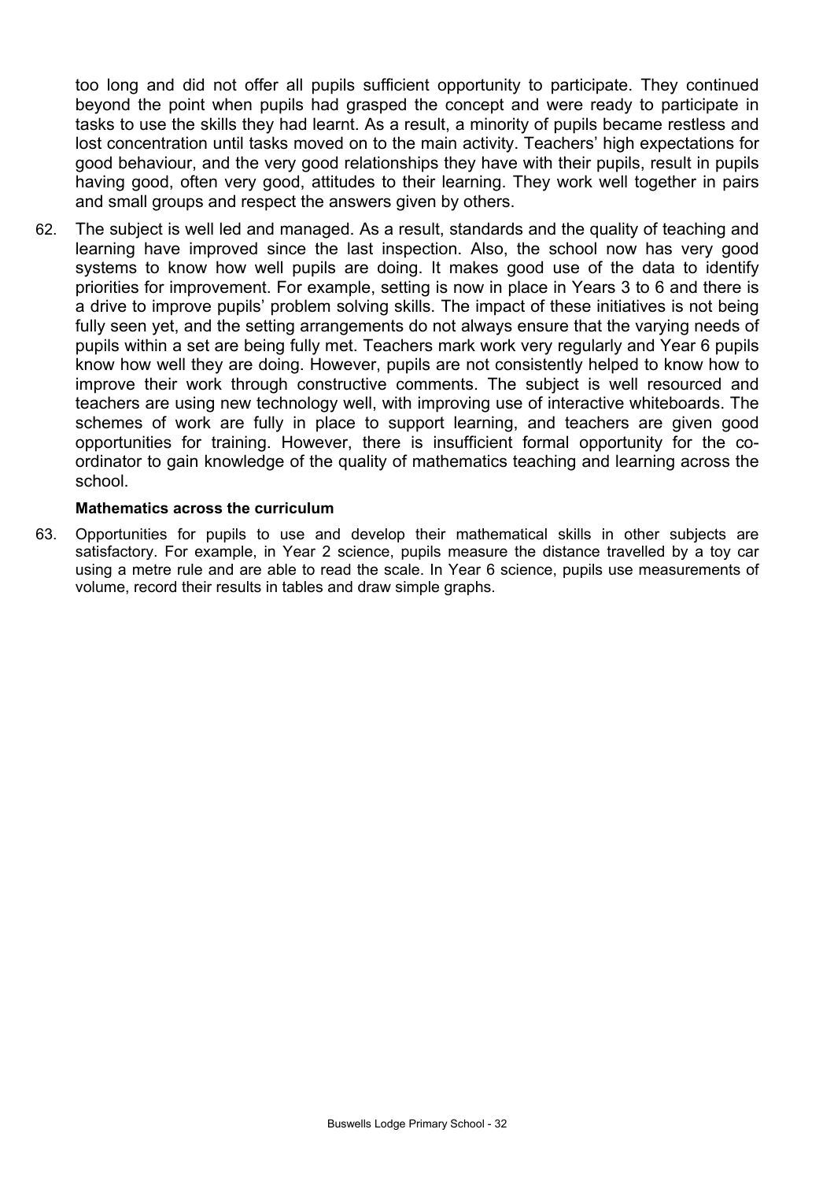too long and did not offer all pupils sufficient opportunity to participate. They continued beyond the point when pupils had grasped the concept and were ready to participate in tasks to use the skills they had learnt. As a result, a minority of pupils became restless and lost concentration until tasks moved on to the main activity. Teachers' high expectations for good behaviour, and the very good relationships they have with their pupils, result in pupils having good, often very good, attitudes to their learning. They work well together in pairs and small groups and respect the answers given by others.

62. The subject is well led and managed. As a result, standards and the quality of teaching and learning have improved since the last inspection. Also, the school now has very good systems to know how well pupils are doing. It makes good use of the data to identify priorities for improvement. For example, setting is now in place in Years 3 to 6 and there is a drive to improve pupils' problem solving skills. The impact of these initiatives is not being fully seen yet, and the setting arrangements do not always ensure that the varying needs of pupils within a set are being fully met. Teachers mark work very regularly and Year 6 pupils know how well they are doing. However, pupils are not consistently helped to know how to improve their work through constructive comments. The subject is well resourced and teachers are using new technology well, with improving use of interactive whiteboards. The schemes of work are fully in place to support learning, and teachers are given good opportunities for training. However, there is insufficient formal opportunity for the co-ordinator to gain knowledge of the quality of mathematics teaching and learning across the school.

**Mathematics across the curriculum**

63. Opportunities for pupils to use and develop their mathematical skills in other subjects are satisfactory. For example, in Year 2 science, pupils measure the distance travelled by a toy car using a metre rule and are able to read the scale. In Year 6 science, pupils use measurements of volume, record their results in tables and draw simple graphs.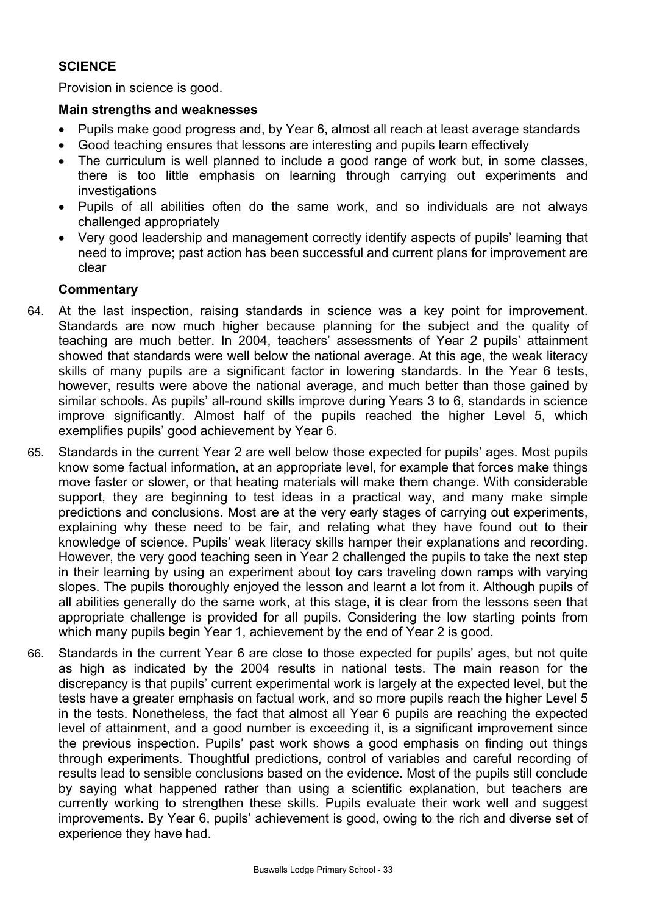## SCIENCE

Provision in science is good.

### Main strengths and weaknesses

- Pupils make good progress and, by Year 6, almost all reach at least average standards
- Good teaching ensures that lessons are interesting and pupils learn effectively
- The curriculum is well planned to include a good range of work but, in some classes, there is too little emphasis on learning through carrying out experiments and investigations
- Pupils of all abilities often do the same work, and so individuals are not always challenged appropriately
- Very good leadership and management correctly identify aspects of pupils' learning that need to improve; past action has been successful and current plans for improvement are clear

### Commentary

64. At the last inspection, raising standards in science was a key point for improvement. Standards are now much higher because planning for the subject and the quality of teaching are much better. In 2004, teachers' assessments of Year 2 pupils' attainment showed that standards were well below the national average. At this age, the weak literacy skills of many pupils are a significant factor in lowering standards. In the Year 6 tests, however, results were above the national average, and much better than those gained by similar schools. As pupils' all-round skills improve during Years 3 to 6, standards in science improve significantly. Almost half of the pupils reached the higher Level 5, which exemplifies pupils' good achievement by Year 6.

65. Standards in the current Year 2 are well below those expected for pupils' ages. Most pupils know some factual information, at an appropriate level, for example that forces make things move faster or slower, or that heating materials will make them change. With considerable support, they are beginning to test ideas in a practical way, and many make simple predictions and conclusions. Most are at the very early stages of carrying out experiments, explaining why these need to be fair, and relating what they have found out to their knowledge of science. Pupils' weak literacy skills hamper their explanations and recording. However, the very good teaching seen in Year 2 challenged the pupils to take the next step in their learning by using an experiment about toy cars traveling down ramps with varying slopes. The pupils thoroughly enjoyed the lesson and learnt a lot from it. Although pupils of all abilities generally do the same work, at this stage, it is clear from the lessons seen that appropriate challenge is provided for all pupils. Considering the low starting points from which many pupils begin Year 1, achievement by the end of Year 2 is good.

66. Standards in the current Year 6 are close to those expected for pupils' ages, but not quite as high as indicated by the 2004 results in national tests. The main reason for the discrepancy is that pupils' current experimental work is largely at the expected level, but the tests have a greater emphasis on factual work, and so more pupils reach the higher Level 5 in the tests. Nonetheless, the fact that almost all Year 6 pupils are reaching the expected level of attainment, and a good number is exceeding it, is a significant improvement since the previous inspection. Pupils' past work shows a good emphasis on finding out things through experiments. Thoughtful predictions, control of variables and careful recording of results lead to sensible conclusions based on the evidence. Most of the pupils still conclude by saying what happened rather than using a scientific explanation, but teachers are currently working to strengthen these skills. Pupils evaluate their work well and suggest improvements. By Year 6, pupils' achievement is good, owing to the rich and diverse set of experience they have had.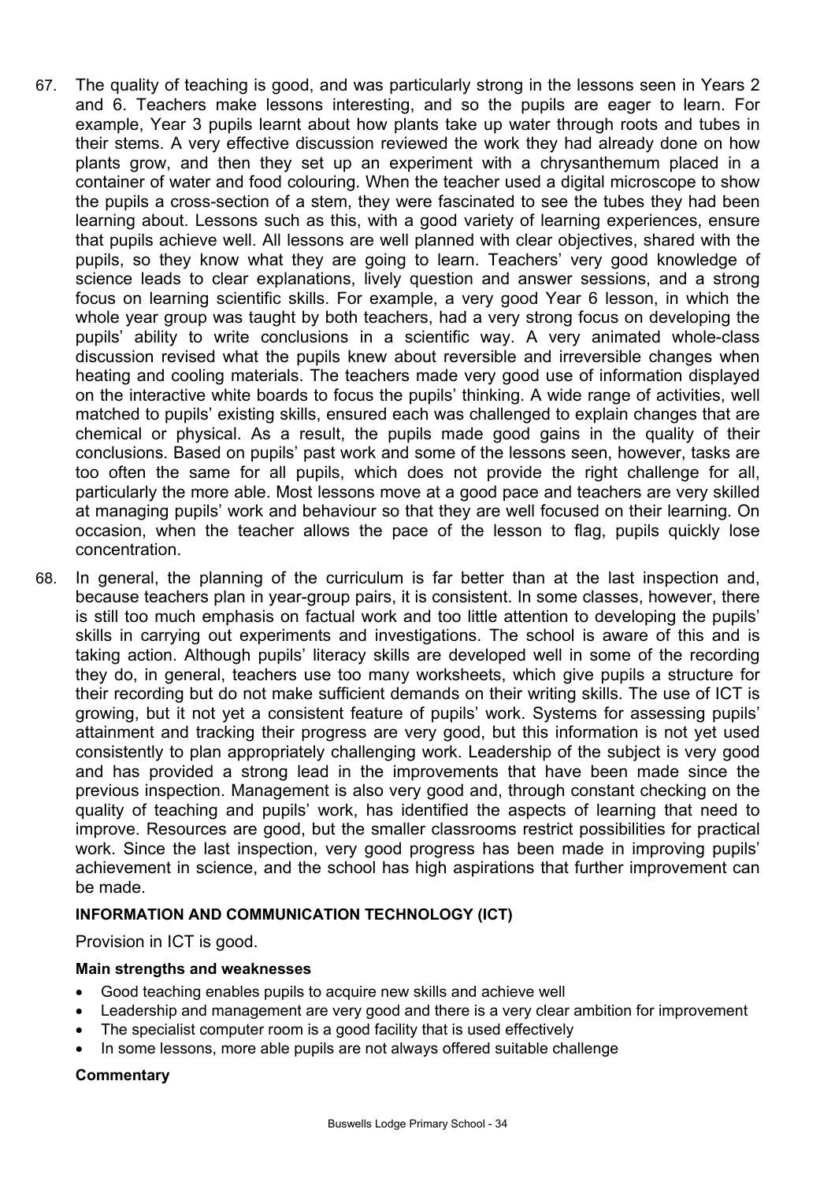67. The quality of teaching is good, and was particularly strong in the lessons seen in Years 2 and 6. Teachers make lessons interesting, and so the pupils are eager to learn. For example, Year 3 pupils learnt about how plants take up water through roots and tubes in their stems. A very effective discussion reviewed the work they had already done on how plants grow, and then they set up an experiment with a chrysanthemum placed in a container of water and food colouring. When the teacher used a digital microscope to show the pupils a cross-section of a stem, they were fascinated to see the tubes they had been learning about. Lessons such as this, with a good variety of learning experiences, ensure that pupils achieve well. All lessons are well planned with clear objectives, shared with the pupils, so they know what they are going to learn. Teachers' very good knowledge of science leads to clear explanations, lively question and answer sessions, and a strong focus on learning scientific skills. For example, a very good Year 6 lesson, in which the whole year group was taught by both teachers, had a very strong focus on developing the pupils' ability to write conclusions in a scientific way. A very animated whole-class discussion revised what the pupils knew about reversible and irreversible changes when heating and cooling materials. The teachers made very good use of information displayed on the interactive white boards to focus the pupils' thinking. A wide range of activities, well matched to pupils' existing skills, ensured each was challenged to explain changes that are chemical or physical. As a result, the pupils made good gains in the quality of their conclusions. Based on pupils' past work and some of the lessons seen, however, tasks are too often the same for all pupils, which does not provide the right challenge for all, particularly the more able. Most lessons move at a good pace and teachers are very skilled at managing pupils' work and behaviour so that they are well focused on their learning. On occasion, when the teacher allows the pace of the lesson to flag, pupils quickly lose concentration.

68. In general, the planning of the curriculum is far better than at the last inspection and, because teachers plan in year-group pairs, it is consistent. In some classes, however, there is still too much emphasis on factual work and too little attention to developing the pupils' skills in carrying out experiments and investigations. The school is aware of this and is taking action. Although pupils' literacy skills are developed well in some of the recording they do, in general, teachers use too many worksheets, which give pupils a structure for their recording but do not make sufficient demands on their writing skills. The use of ICT is growing, but it not yet a consistent feature of pupils' work. Systems for assessing pupils' attainment and tracking their progress are very good, but this information is not yet used consistently to plan appropriately challenging work. Leadership of the subject is very good and has provided a strong lead in the improvements that have been made since the previous inspection. Management is also very good and, through constant checking on the quality of teaching and pupils' work, has identified the aspects of learning that need to improve. Resources are good, but the smaller classrooms restrict possibilities for practical work. Since the last inspection, very good progress has been made in improving pupils' achievement in science, and the school has high aspirations that further improvement can be made.

## INFORMATION AND COMMUNICATION TECHNOLOGY (ICT)

Provision in ICT is good.

### Main strengths and weaknesses

- Good teaching enables pupils to acquire new skills and achieve well
- Leadership and management are very good and there is a very clear ambition for improvement
- The specialist computer room is a good facility that is used effectively
- In some lessons, more able pupils are not always offered suitable challenge

### Commentary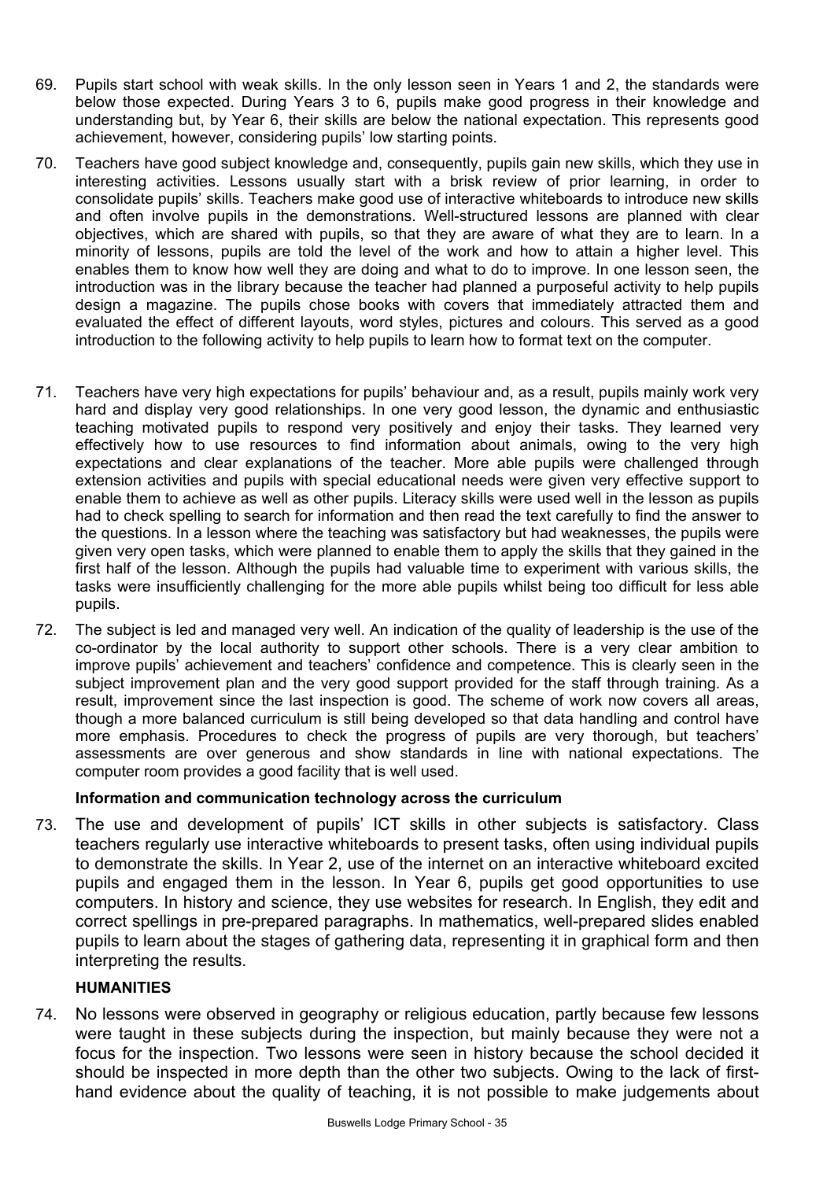69. Pupils start school with weak skills. In the only lesson seen in Years 1 and 2, the standards were below those expected. During Years 3 to 6, pupils make good progress in their knowledge and understanding but, by Year 6, their skills are below the national expectation. This represents good achievement, however, considering pupils' low starting points.

70. Teachers have good subject knowledge and, consequently, pupils gain new skills, which they use in interesting activities. Lessons usually start with a brisk review of prior learning, in order to consolidate pupils' skills. Teachers make good use of interactive whiteboards to introduce new skills and often involve pupils in the demonstrations. Well-structured lessons are planned with clear objectives, which are shared with pupils, so that they are aware of what they are to learn. In a minority of lessons, pupils are told the level of the work and how to attain a higher level. This enables them to know how well they are doing and what to do to improve. In one lesson seen, the introduction was in the library because the teacher had planned a purposeful activity to help pupils design a magazine. The pupils chose books with covers that immediately attracted them and evaluated the effect of different layouts, word styles, pictures and colours. This served as a good introduction to the following activity to help pupils to learn how to format text on the computer.

71. Teachers have very high expectations for pupils' behaviour and, as a result, pupils mainly work very hard and display very good relationships. In one very good lesson, the dynamic and enthusiastic teaching motivated pupils to respond very positively and enjoy their tasks. They learned very effectively how to use resources to find information about animals, owing to the very high expectations and clear explanations of the teacher. More able pupils were challenged through extension activities and pupils with special educational needs were given very effective support to enable them to achieve as well as other pupils. Literacy skills were used well in the lesson as pupils had to check spelling to search for information and then read the text carefully to find the answer to the questions. In a lesson where the teaching was satisfactory but had weaknesses, the pupils were given very open tasks, which were planned to enable them to apply the skills that they gained in the first half of the lesson. Although the pupils had valuable time to experiment with various skills, the tasks were insufficiently challenging for the more able pupils whilst being too difficult for less able pupils.

72. The subject is led and managed very well. An indication of the quality of leadership is the use of the co-ordinator by the local authority to support other schools. There is a very clear ambition to improve pupils' achievement and teachers' confidence and competence. This is clearly seen in the subject improvement plan and the very good support provided for the staff through training. As a result, improvement since the last inspection is good. The scheme of work now covers all areas, though a more balanced curriculum is still being developed so that data handling and control have more emphasis. Procedures to check the progress of pupils are very thorough, but teachers' assessments are over generous and show standards in line with national expectations. The computer room provides a good facility that is well used.

### Information and communication technology across the curriculum

73. The use and development of pupils' ICT skills in other subjects is satisfactory. Class teachers regularly use interactive whiteboards to present tasks, often using individual pupils to demonstrate the skills. In Year 2, use of the internet on an interactive whiteboard excited pupils and engaged them in the lesson. In Year 6, pupils get good opportunities to use computers. In history and science, they use websites for research. In English, they edit and correct spellings in pre-prepared paragraphs. In mathematics, well-prepared slides enabled pupils to learn about the stages of gathering data, representing it in graphical form and then interpreting the results.

## HUMANITIES

74. No lessons were observed in geography or religious education, partly because few lessons were taught in these subjects during the inspection, but mainly because they were not a focus for the inspection. Two lessons were seen in history because the school decided it should be inspected in more depth than the other two subjects. Owing to the lack of first-hand evidence about the quality of teaching, it is not possible to make judgements about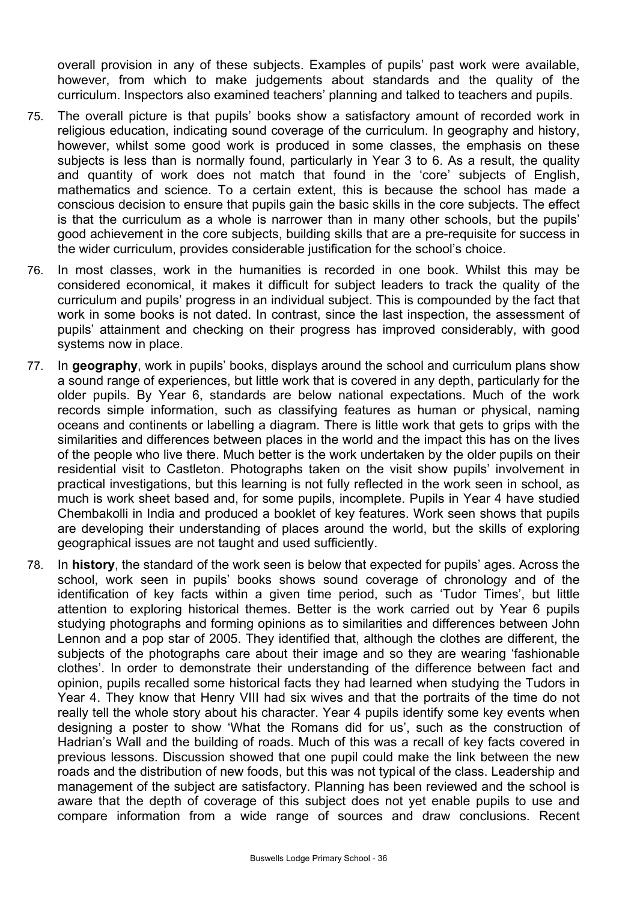overall provision in any of these subjects. Examples of pupils' past work were available, however, from which to make judgements about standards and the quality of the curriculum. Inspectors also examined teachers' planning and talked to teachers and pupils.

75. The overall picture is that pupils' books show a satisfactory amount of recorded work in religious education, indicating sound coverage of the curriculum. In geography and history, however, whilst some good work is produced in some classes, the emphasis on these subjects is less than is normally found, particularly in Year 3 to 6. As a result, the quality and quantity of work does not match that found in the 'core' subjects of English, mathematics and science. To a certain extent, this is because the school has made a conscious decision to ensure that pupils gain the basic skills in the core subjects. The effect is that the curriculum as a whole is narrower than in many other schools, but the pupils' good achievement in the core subjects, building skills that are a pre-requisite for success in the wider curriculum, provides considerable justification for the school's choice.

76. In most classes, work in the humanities is recorded in one book. Whilst this may be considered economical, it makes it difficult for subject leaders to track the quality of the curriculum and pupils' progress in an individual subject. This is compounded by the fact that work in some books is not dated. In contrast, since the last inspection, the assessment of pupils' attainment and checking on their progress has improved considerably, with good systems now in place.

77. In **geography**, work in pupils' books, displays around the school and curriculum plans show a sound range of experiences, but little work that is covered in any depth, particularly for the older pupils. By Year 6, standards are below national expectations. Much of the work records simple information, such as classifying features as human or physical, naming oceans and continents or labelling a diagram. There is little work that gets to grips with the similarities and differences between places in the world and the impact this has on the lives of the people who live there. Much better is the work undertaken by the older pupils on their residential visit to Castleton. Photographs taken on the visit show pupils' involvement in practical investigations, but this learning is not fully reflected in the work seen in school, as much is work sheet based and, for some pupils, incomplete. Pupils in Year 4 have studied Chembakolli in India and produced a booklet of key features. Work seen shows that pupils are developing their understanding of places around the world, but the skills of exploring geographical issues are not taught and used sufficiently.

78. In **history**, the standard of the work seen is below that expected for pupils' ages. Across the school, work seen in pupils' books shows sound coverage of chronology and of the identification of key facts within a given time period, such as 'Tudor Times', but little attention to exploring historical themes. Better is the work carried out by Year 6 pupils studying photographs and forming opinions as to similarities and differences between John Lennon and a pop star of 2005. They identified that, although the clothes are different, the subjects of the photographs care about their image and so they are wearing 'fashionable clothes'. In order to demonstrate their understanding of the difference between fact and opinion, pupils recalled some historical facts they had learned when studying the Tudors in Year 4. They know that Henry VIII had six wives and that the portraits of the time do not really tell the whole story about his character. Year 4 pupils identify some key events when designing a poster to show 'What the Romans did for us', such as the construction of Hadrian's Wall and the building of roads. Much of this was a recall of key facts covered in previous lessons. Discussion showed that one pupil could make the link between the new roads and the distribution of new foods, but this was not typical of the class. Leadership and management of the subject are satisfactory. Planning has been reviewed and the school is aware that the depth of coverage of this subject does not yet enable pupils to use and compare information from a wide range of sources and draw conclusions. Recent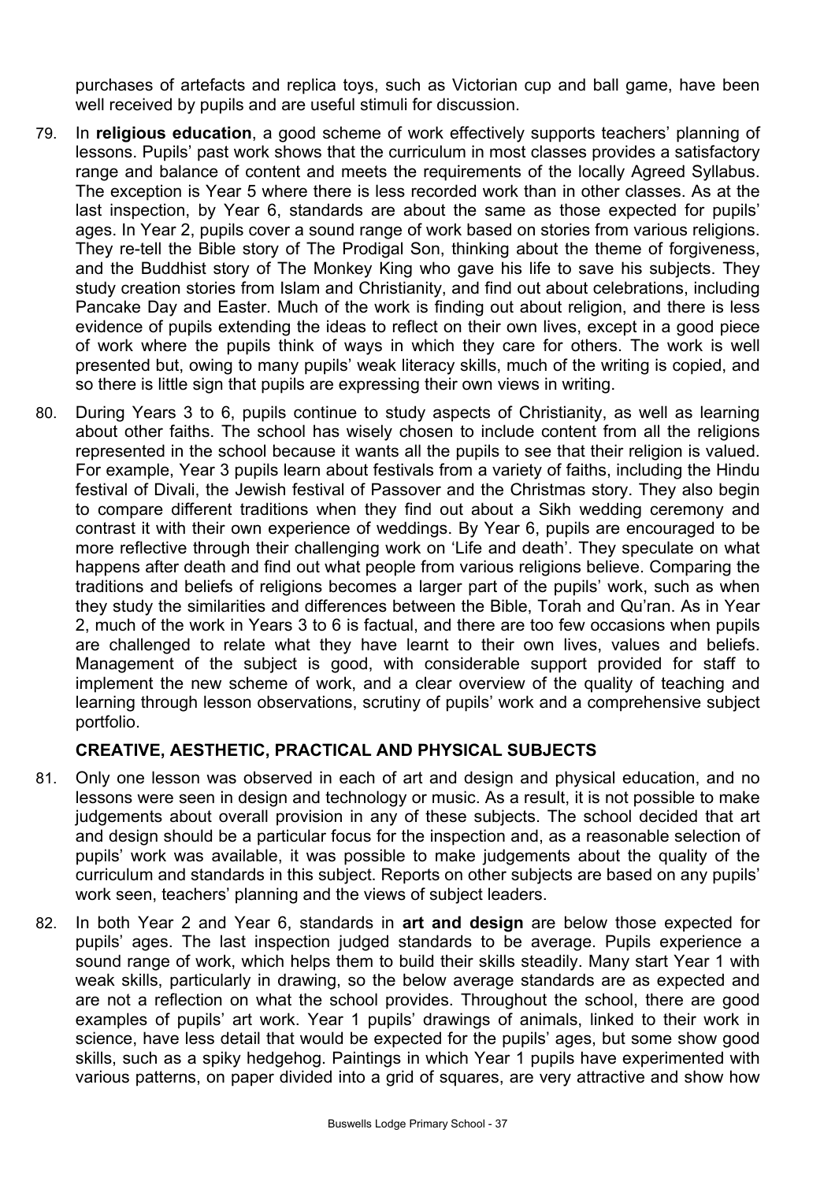purchases of artefacts and replica toys, such as Victorian cup and ball game, have been well received by pupils and are useful stimuli for discussion.

79. In **religious education**, a good scheme of work effectively supports teachers' planning of lessons. Pupils' past work shows that the curriculum in most classes provides a satisfactory range and balance of content and meets the requirements of the locally Agreed Syllabus. The exception is Year 5 where there is less recorded work than in other classes. As at the last inspection, by Year 6, standards are about the same as those expected for pupils' ages. In Year 2, pupils cover a sound range of work based on stories from various religions. They re-tell the Bible story of The Prodigal Son, thinking about the theme of forgiveness, and the Buddhist story of The Monkey King who gave his life to save his subjects. They study creation stories from Islam and Christianity, and find out about celebrations, including Pancake Day and Easter. Much of the work is finding out about religion, and there is less evidence of pupils extending the ideas to reflect on their own lives, except in a good piece of work where the pupils think of ways in which they care for others. The work is well presented but, owing to many pupils' weak literacy skills, much of the writing is copied, and so there is little sign that pupils are expressing their own views in writing.

80. During Years 3 to 6, pupils continue to study aspects of Christianity, as well as learning about other faiths. The school has wisely chosen to include content from all the religions represented in the school because it wants all the pupils to see that their religion is valued. For example, Year 3 pupils learn about festivals from a variety of faiths, including the Hindu festival of Divali, the Jewish festival of Passover and the Christmas story. They also begin to compare different traditions when they find out about a Sikh wedding ceremony and contrast it with their own experience of weddings. By Year 6, pupils are encouraged to be more reflective through their challenging work on 'Life and death'. They speculate on what happens after death and find out what people from various religions believe. Comparing the traditions and beliefs of religions becomes a larger part of the pupils' work, such as when they study the similarities and differences between the Bible, Torah and Qu'ran. As in Year 2, much of the work in Years 3 to 6 is factual, and there are too few occasions when pupils are challenged to relate what they have learnt to their own lives, values and beliefs. Management of the subject is good, with considerable support provided for staff to implement the new scheme of work, and a clear overview of the quality of teaching and learning through lesson observations, scrutiny of pupils' work and a comprehensive subject portfolio.

## CREATIVE, AESTHETIC, PRACTICAL AND PHYSICAL SUBJECTS

81. Only one lesson was observed in each of art and design and physical education, and no lessons were seen in design and technology or music. As a result, it is not possible to make judgements about overall provision in any of these subjects. The school decided that art and design should be a particular focus for the inspection and, as a reasonable selection of pupils' work was available, it was possible to make judgements about the quality of the curriculum and standards in this subject. Reports on other subjects are based on any pupils' work seen, teachers' planning and the views of subject leaders.

82. In both Year 2 and Year 6, standards in **art and design** are below those expected for pupils' ages. The last inspection judged standards to be average. Pupils experience a sound range of work, which helps them to build their skills steadily. Many start Year 1 with weak skills, particularly in drawing, so the below average standards are as expected and are not a reflection on what the school provides. Throughout the school, there are good examples of pupils' art work. Year 1 pupils' drawings of animals, linked to their work in science, have less detail that would be expected for the pupils' ages, but some show good skills, such as a spiky hedgehog. Paintings in which Year 1 pupils have experimented with various patterns, on paper divided into a grid of squares, are very attractive and show how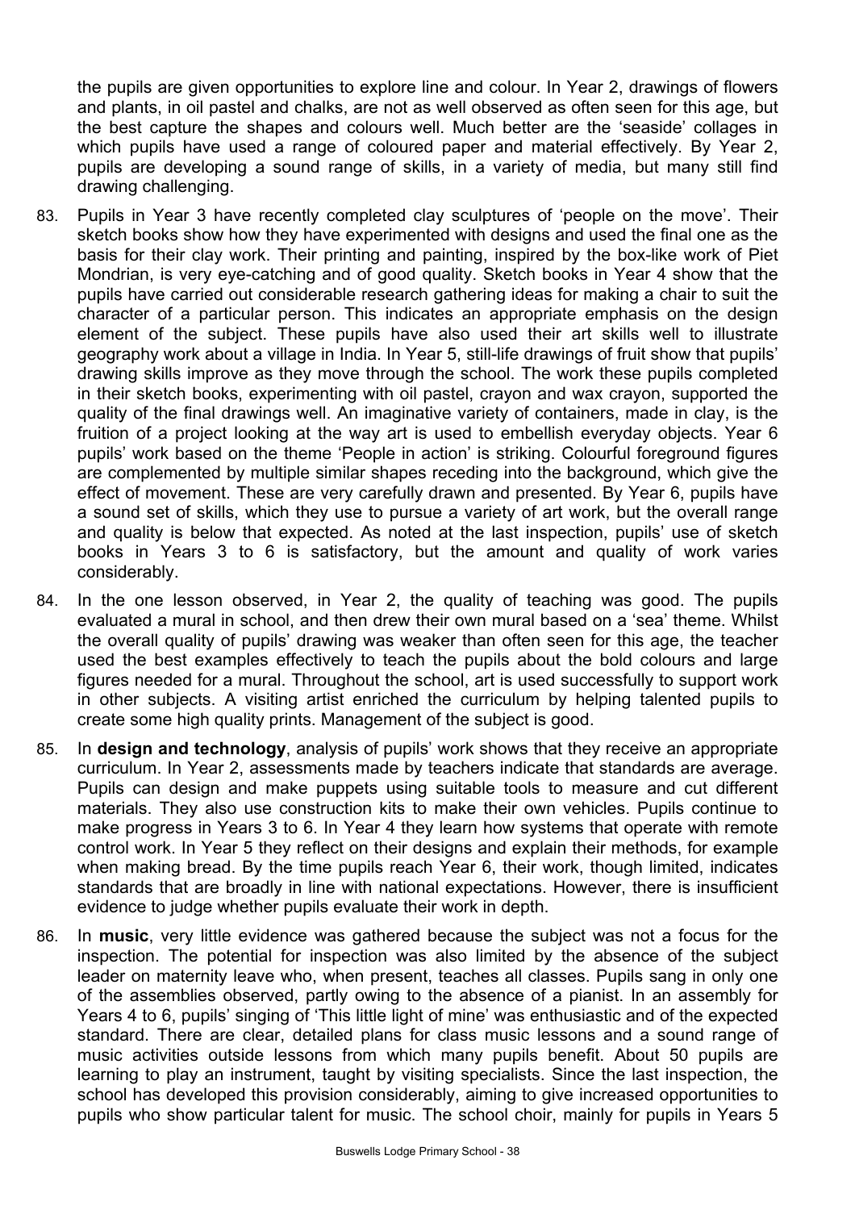the pupils are given opportunities to explore line and colour. In Year 2, drawings of flowers and plants, in oil pastel and chalks, are not as well observed as often seen for this age, but the best capture the shapes and colours well. Much better are the 'seaside' collages in which pupils have used a range of coloured paper and material effectively. By Year 2, pupils are developing a sound range of skills, in a variety of media, but many still find drawing challenging.

83. Pupils in Year 3 have recently completed clay sculptures of 'people on the move'. Their sketch books show how they have experimented with designs and used the final one as the basis for their clay work. Their printing and painting, inspired by the box-like work of Piet Mondrian, is very eye-catching and of good quality. Sketch books in Year 4 show that the pupils have carried out considerable research gathering ideas for making a chair to suit the character of a particular person. This indicates an appropriate emphasis on the design element of the subject. These pupils have also used their art skills well to illustrate geography work about a village in India. In Year 5, still-life drawings of fruit show that pupils' drawing skills improve as they move through the school. The work these pupils completed in their sketch books, experimenting with oil pastel, crayon and wax crayon, supported the quality of the final drawings well. An imaginative variety of containers, made in clay, is the fruition of a project looking at the way art is used to embellish everyday objects. Year 6 pupils' work based on the theme 'People in action' is striking. Colourful foreground figures are complemented by multiple similar shapes receding into the background, which give the effect of movement. These are very carefully drawn and presented. By Year 6, pupils have a sound set of skills, which they use to pursue a variety of art work, but the overall range and quality is below that expected. As noted at the last inspection, pupils' use of sketch books in Years 3 to 6 is satisfactory, but the amount and quality of work varies considerably.

84. In the one lesson observed, in Year 2, the quality of teaching was good. The pupils evaluated a mural in school, and then drew their own mural based on a 'sea' theme. Whilst the overall quality of pupils' drawing was weaker than often seen for this age, the teacher used the best examples effectively to teach the pupils about the bold colours and large figures needed for a mural. Throughout the school, art is used successfully to support work in other subjects. A visiting artist enriched the curriculum by helping talented pupils to create some high quality prints. Management of the subject is good.

85. In **design and technology**, analysis of pupils' work shows that they receive an appropriate curriculum. In Year 2, assessments made by teachers indicate that standards are average. Pupils can design and make puppets using suitable tools to measure and cut different materials. They also use construction kits to make their own vehicles. Pupils continue to make progress in Years 3 to 6. In Year 4 they learn how systems that operate with remote control work. In Year 5 they reflect on their designs and explain their methods, for example when making bread. By the time pupils reach Year 6, their work, though limited, indicates standards that are broadly in line with national expectations. However, there is insufficient evidence to judge whether pupils evaluate their work in depth.

86. In **music**, very little evidence was gathered because the subject was not a focus for the inspection. The potential for inspection was also limited by the absence of the subject leader on maternity leave who, when present, teaches all classes. Pupils sang in only one of the assemblies observed, partly owing to the absence of a pianist. In an assembly for Years 4 to 6, pupils' singing of 'This little light of mine' was enthusiastic and of the expected standard. There are clear, detailed plans for class music lessons and a sound range of music activities outside lessons from which many pupils benefit. About 50 pupils are learning to play an instrument, taught by visiting specialists. Since the last inspection, the school has developed this provision considerably, aiming to give increased opportunities to pupils who show particular talent for music. The school choir, mainly for pupils in Years 5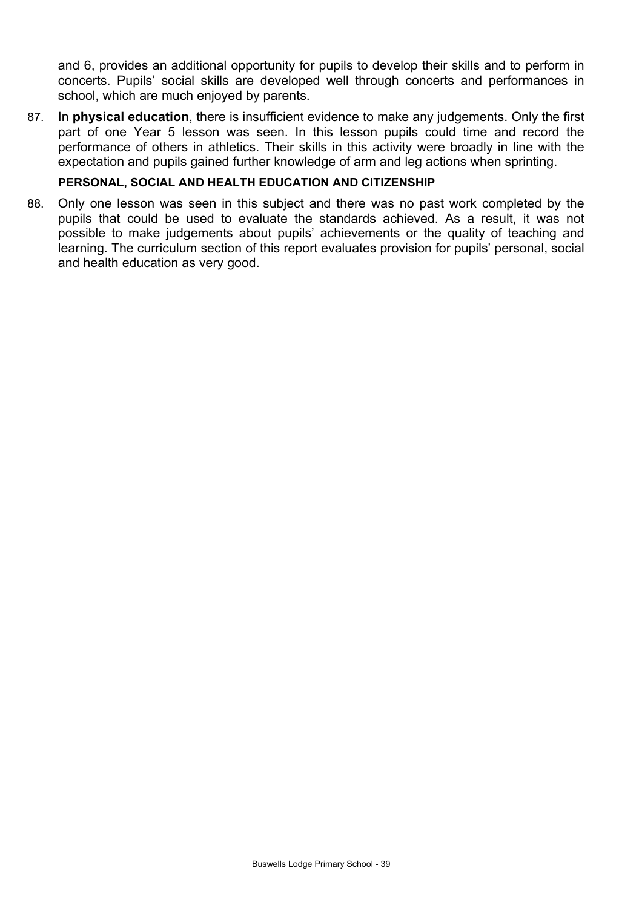and 6, provides an additional opportunity for pupils to develop their skills and to perform in concerts. Pupils' social skills are developed well through concerts and performances in school, which are much enjoyed by parents.

87. In **physical education**, there is insufficient evidence to make any judgements. Only the first part of one Year 5 lesson was seen. In this lesson pupils could time and record the performance of others in athletics. Their skills in this activity were broadly in line with the expectation and pupils gained further knowledge of arm and leg actions when sprinting.

### PERSONAL, SOCIAL AND HEALTH EDUCATION AND CITIZENSHIP

88. Only one lesson was seen in this subject and there was no past work completed by the pupils that could be used to evaluate the standards achieved. As a result, it was not possible to make judgements about pupils' achievements or the quality of teaching and learning. The curriculum section of this report evaluates provision for pupils' personal, social and health education as very good.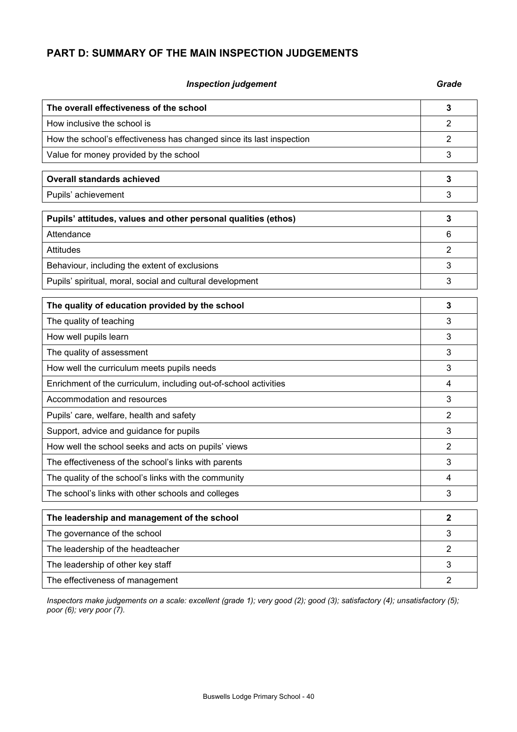## PART D: SUMMARY OF THE MAIN INSPECTION JUDGEMENTS

| *Inspection judgement* | *Grade* |
|---|---|
| **The overall effectiveness of the school** | **3** |
| How inclusive the school is | 2 |
| How the school's effectiveness has changed since its last inspection | 2 |
| Value for money provided by the school | 3 |
| **Overall standards achieved** | **3** |
| Pupils' achievement | 3 |
| **Pupils' attitudes, values and other personal qualities (ethos)** | **3** |
| Attendance | 6 |
| Attitudes | 2 |
| Behaviour, including the extent of exclusions | 3 |
| Pupils' spiritual, moral, social and cultural development | 3 |
| **The quality of education provided by the school** | **3** |
| The quality of teaching | 3 |
| How well pupils learn | 3 |
| The quality of assessment | 3 |
| How well the curriculum meets pupils needs | 3 |
| Enrichment of the curriculum, including out-of-school activities | 4 |
| Accommodation and resources | 3 |
| Pupils' care, welfare, health and safety | 2 |
| Support, advice and guidance for pupils | 3 |
| How well the school seeks and acts on pupils' views | 2 |
| The effectiveness of the school's links with parents | 3 |
| The quality of the school's links with the community | 4 |
| The school's links with other schools and colleges | 3 |
| **The leadership and management of the school** | **2** |
| The governance of the school | 3 |
| The leadership of the headteacher | 2 |
| The leadership of other key staff | 3 |
| The effectiveness of management | 2 |

*Inspectors make judgements on a scale: excellent (grade 1); very good (2); good (3); satisfactory (4); unsatisfactory (5); poor (6); very poor (7).*